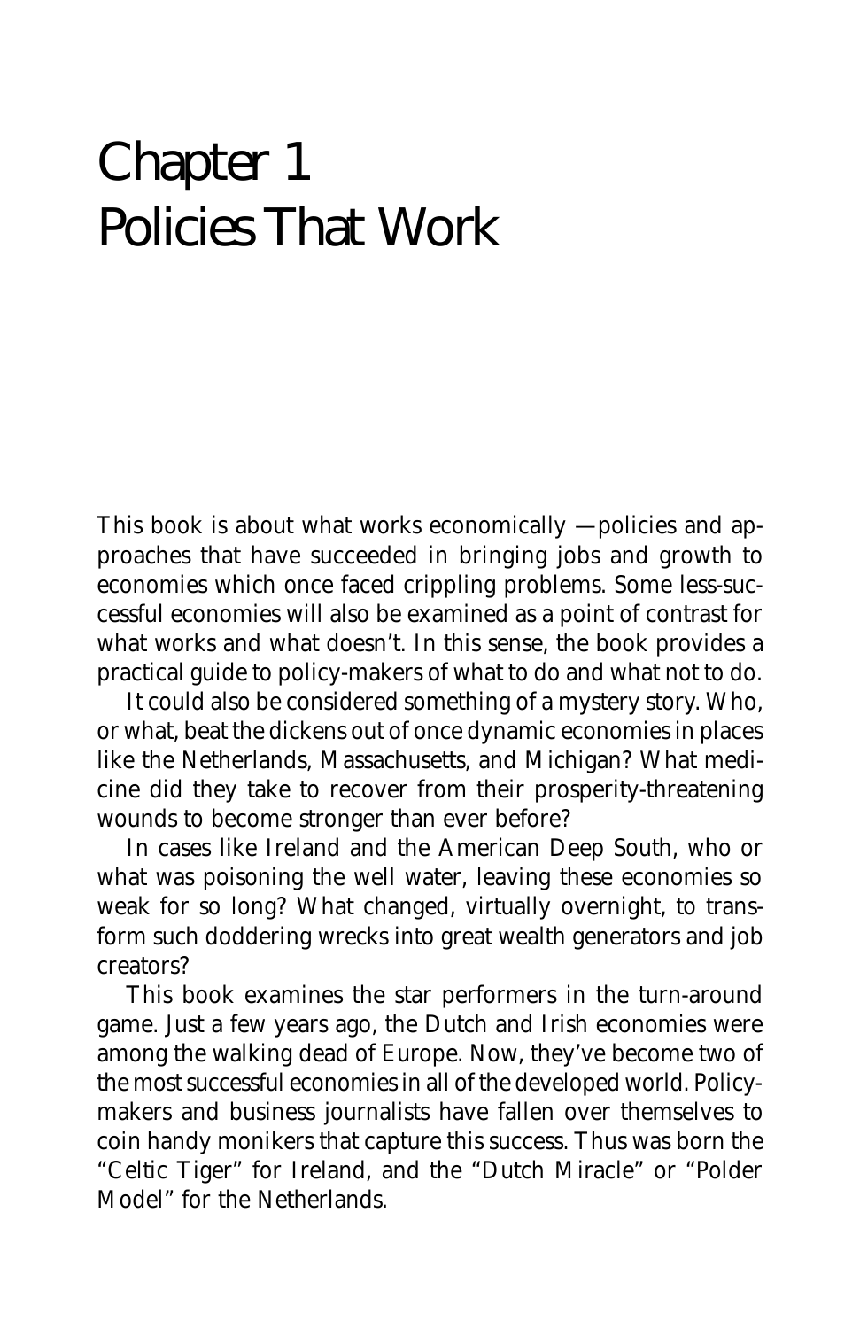# Chapter 1
# Policies That Work

This book is about what works economically —policies and approaches that have succeeded in bringing jobs and growth to economies which once faced crippling problems. Some less-successful economies will also be examined as a point of contrast for what works and what doesn't. In this sense, the book provides a practical guide to policy-makers of what to do and what not to do.

It could also be considered something of a mystery story. Who, or what, beat the dickens out of once dynamic economies in places like the Netherlands, Massachusetts, and Michigan? What medicine did they take to recover from their prosperity-threatening wounds to become stronger than ever before?

In cases like Ireland and the American Deep South, who or what was poisoning the well water, leaving these economies so weak for so long? What changed, virtually overnight, to transform such doddering wrecks into great wealth generators and job creators?

This book examines the star performers in the turn-around game. Just a few years ago, the Dutch and Irish economies were among the walking dead of Europe. Now, they've become two of the most successful economies in all of the developed world. Policy-makers and business journalists have fallen over themselves to coin handy monikers that capture this success. Thus was born the "Celtic Tiger" for Ireland, and the "Dutch Miracle" or "Polder Model" for the Netherlands.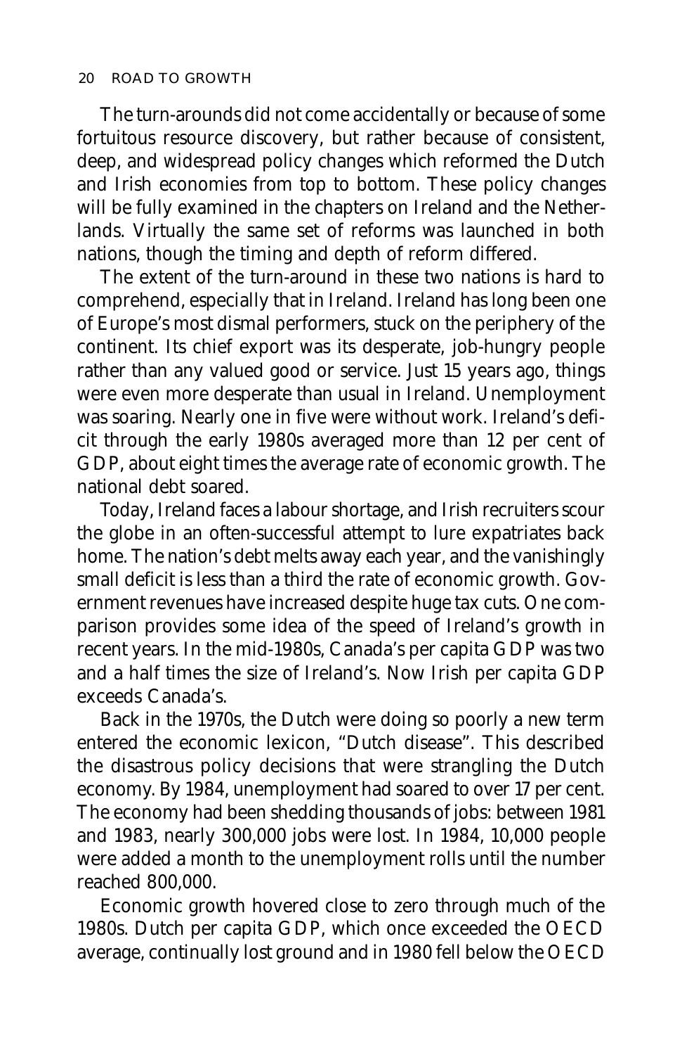The turn-arounds did not come accidentally or because of some fortuitous resource discovery, but rather because of consistent, deep, and widespread policy changes which reformed the Dutch and Irish economies from top to bottom. These policy changes will be fully examined in the chapters on Ireland and the Netherlands. Virtually the same set of reforms was launched in both nations, though the timing and depth of reform differed.

The extent of the turn-around in these two nations is hard to comprehend, especially that in Ireland. Ireland has long been one of Europe's most dismal performers, stuck on the periphery of the continent. Its chief export was its desperate, job-hungry people rather than any valued good or service. Just 15 years ago, things were even more desperate than usual in Ireland. Unemployment was soaring. Nearly one in five were without work. Ireland's deficit through the early 1980s averaged more than 12 per cent of GDP, about eight times the average rate of economic growth. The national debt soared.

Today, Ireland faces a labour shortage, and Irish recruiters scour the globe in an often-successful attempt to lure expatriates back home. The nation's debt melts away each year, and the vanishingly small deficit is less than a third the rate of economic growth. Government revenues have increased despite huge tax cuts. One comparison provides some idea of the speed of Ireland's growth in recent years. In the mid-1980s, Canada's per capita GDP was two and a half times the size of Ireland's. Now Irish per capita GDP exceeds Canada's.

Back in the 1970s, the Dutch were doing so poorly a new term entered the economic lexicon, "Dutch disease". This described the disastrous policy decisions that were strangling the Dutch economy. By 1984, unemployment had soared to over 17 per cent. The economy had been shedding thousands of jobs: between 1981 and 1983, nearly 300,000 jobs were lost. In 1984, 10,000 people were added a month to the unemployment rolls until the number reached 800,000.

Economic growth hovered close to zero through much of the 1980s. Dutch per capita GDP, which once exceeded the OECD average, continually lost ground and in 1980 fell below the OECD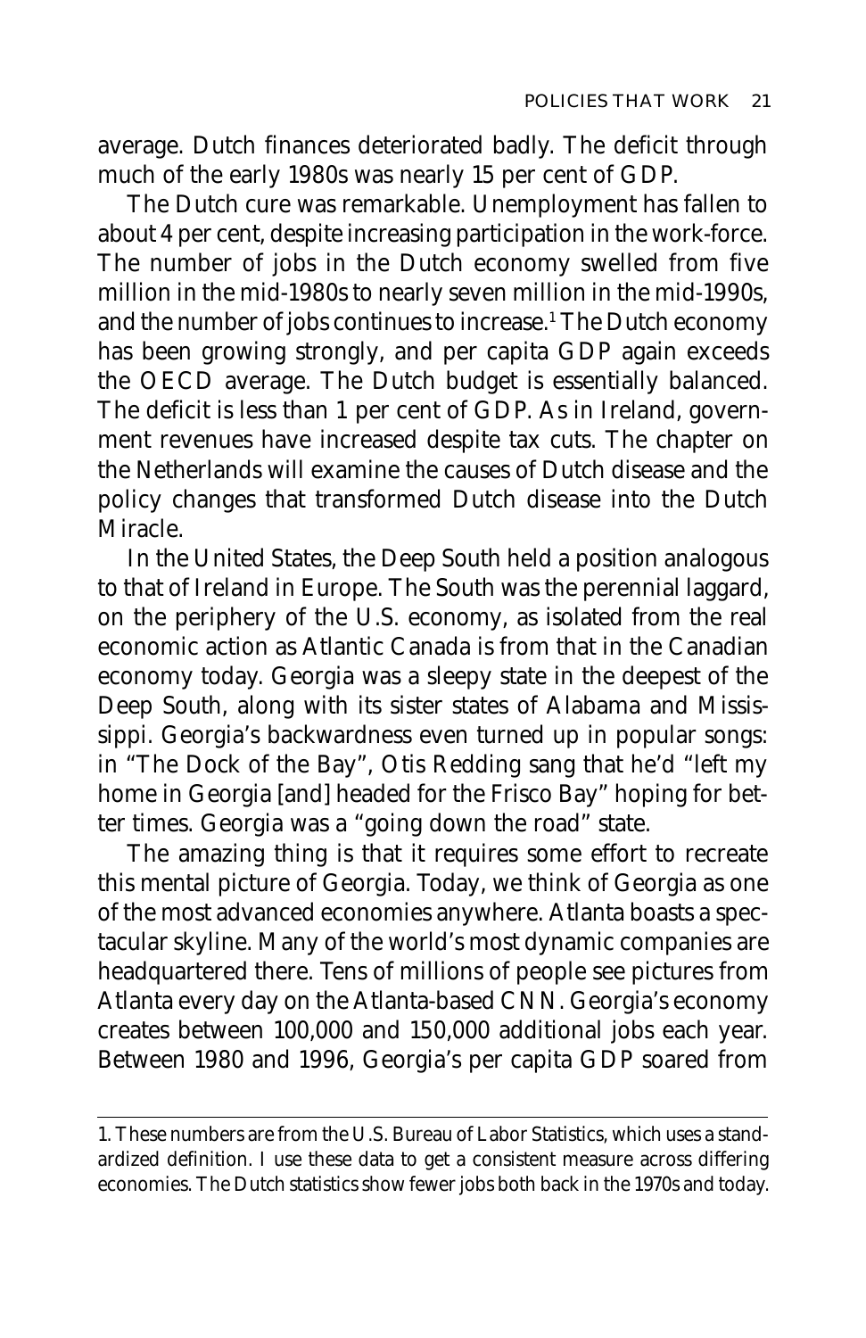average. Dutch finances deteriorated badly. The deficit through much of the early 1980s was nearly 15 per cent of GDP.

The Dutch cure was remarkable. Unemployment has fallen to about 4 per cent, despite increasing participation in the work-force. The number of jobs in the Dutch economy swelled from five million in the mid-1980s to nearly seven million in the mid-1990s, and the number of jobs continues to increase.[1] The Dutch economy has been growing strongly, and per capita GDP again exceeds the OECD average. The Dutch budget is essentially balanced. The deficit is less than 1 per cent of GDP. As in Ireland, government revenues have increased despite tax cuts. The chapter on the Netherlands will examine the causes of Dutch disease and the policy changes that transformed Dutch disease into the Dutch Miracle.

In the United States, the Deep South held a position analogous to that of Ireland in Europe. The South was the perennial laggard, on the periphery of the U.S. economy, as isolated from the real economic action as Atlantic Canada is from that in the Canadian economy today. Georgia was a sleepy state in the deepest of the Deep South, along with its sister states of Alabama and Mississippi. Georgia's backwardness even turned up in popular songs: in "The Dock of the Bay", Otis Redding sang that he'd "left my home in Georgia [and] headed for the Frisco Bay" hoping for better times. Georgia was a "going down the road" state.

The amazing thing is that it requires some effort to recreate this mental picture of Georgia. Today, we think of Georgia as one of the most advanced economies anywhere. Atlanta boasts a spectacular skyline. Many of the world's most dynamic companies are headquartered there. Tens of millions of people see pictures from Atlanta every day on the Atlanta-based CNN. Georgia's economy creates between 100,000 and 150,000 additional jobs each year. Between 1980 and 1996, Georgia's per capita GDP soared from

---

1. These numbers are from the U.S. Bureau of Labor Statistics, which uses a standardized definition. I use these data to get a consistent measure across differing economies. The Dutch statistics show fewer jobs both back in the 1970s and today.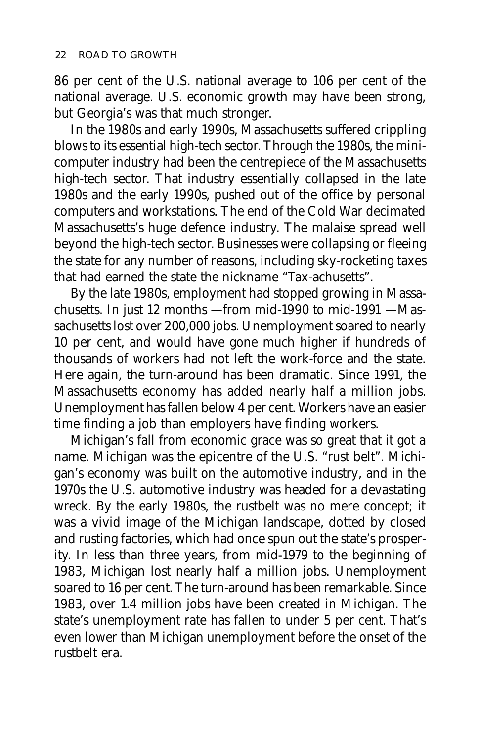86 per cent of the U.S. national average to 106 per cent of the national average. U.S. economic growth may have been strong, but Georgia's was that much stronger.

In the 1980s and early 1990s, Massachusetts suffered crippling blows to its essential high-tech sector. Through the 1980s, the mini-computer industry had been the centrepiece of the Massachusetts high-tech sector. That industry essentially collapsed in the late 1980s and the early 1990s, pushed out of the office by personal computers and workstations. The end of the Cold War decimated Massachusetts's huge defence industry. The malaise spread well beyond the high-tech sector. Businesses were collapsing or fleeing the state for any number of reasons, including sky-rocketing taxes that had earned the state the nickname "Tax-achusetts".

By the late 1980s, employment had stopped growing in Massachusetts. In just 12 months —from mid-1990 to mid-1991 —Massachusetts lost over 200,000 jobs. Unemployment soared to nearly 10 per cent, and would have gone much higher if hundreds of thousands of workers had not left the work-force and the state. Here again, the turn-around has been dramatic. Since 1991, the Massachusetts economy has added nearly half a million jobs. Unemployment has fallen below 4 per cent. Workers have an easier time finding a job than employers have finding workers.

Michigan's fall from economic grace was so great that it got a name. Michigan was the epicentre of the U.S. "rust belt". Michigan's economy was built on the automotive industry, and in the 1970s the U.S. automotive industry was headed for a devastating wreck. By the early 1980s, the rustbelt was no mere concept; it was a vivid image of the Michigan landscape, dotted by closed and rusting factories, which had once spun out the state's prosperity. In less than three years, from mid-1979 to the beginning of 1983, Michigan lost nearly half a million jobs. Unemployment soared to 16 per cent. The turn-around has been remarkable. Since 1983, over 1.4 million jobs have been created in Michigan. The state's unemployment rate has fallen to under 5 per cent. That's even lower than Michigan unemployment before the onset of the rustbelt era.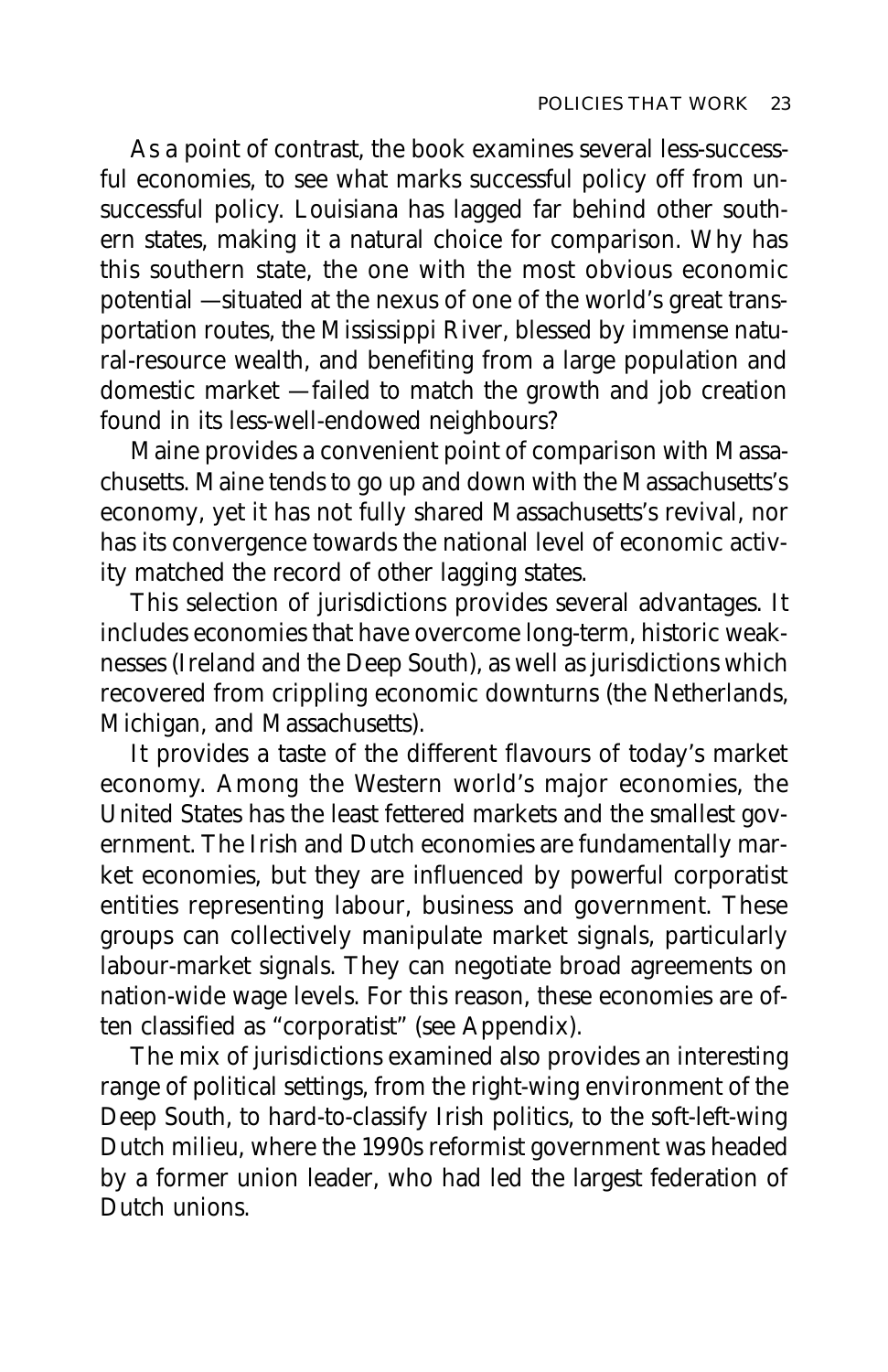As a point of contrast, the book examines several less-successful economies, to see what marks successful policy off from unsuccessful policy. Louisiana has lagged far behind other southern states, making it a natural choice for comparison. Why has this southern state, the one with the most obvious economic potential —situated at the nexus of one of the world's great transportation routes, the Mississippi River, blessed by immense natural-resource wealth, and benefiting from a large population and domestic market —failed to match the growth and job creation found in its less-well-endowed neighbours?

Maine provides a convenient point of comparison with Massachusetts. Maine tends to go up and down with the Massachusetts's economy, yet it has not fully shared Massachusetts's revival, nor has its convergence towards the national level of economic activity matched the record of other lagging states.

This selection of jurisdictions provides several advantages. It includes economies that have overcome long-term, historic weaknesses (Ireland and the Deep South), as well as jurisdictions which recovered from crippling economic downturns (the Netherlands, Michigan, and Massachusetts).

It provides a taste of the different flavours of today's market economy. Among the Western world's major economies, the United States has the least fettered markets and the smallest government. The Irish and Dutch economies are fundamentally market economies, but they are influenced by powerful corporatist entities representing labour, business and government. These groups can collectively manipulate market signals, particularly labour-market signals. They can negotiate broad agreements on nation-wide wage levels. For this reason, these economies are often classified as "corporatist" (see Appendix).

The mix of jurisdictions examined also provides an interesting range of political settings, from the right-wing environment of the Deep South, to hard-to-classify Irish politics, to the soft-left-wing Dutch milieu, where the 1990s reformist government was headed by a former union leader, who had led the largest federation of Dutch unions.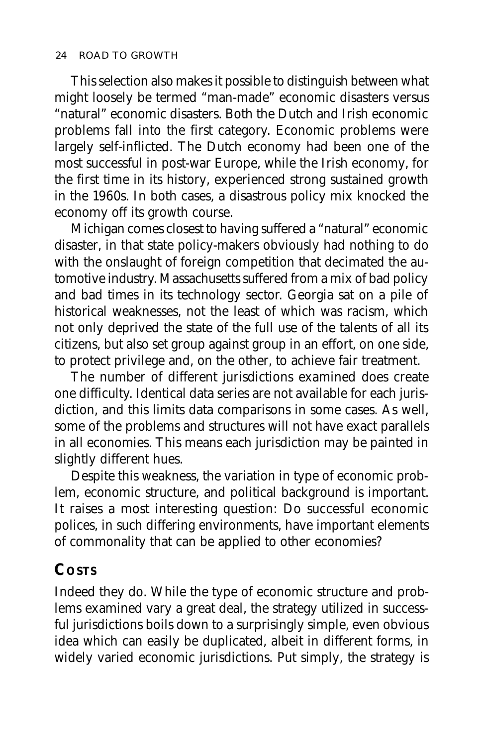This selection also makes it possible to distinguish between what might loosely be termed "man-made" economic disasters versus "natural" economic disasters. Both the Dutch and Irish economic problems fall into the first category. Economic problems were largely self-inflicted. The Dutch economy had been one of the most successful in post-war Europe, while the Irish economy, for the first time in its history, experienced strong sustained growth in the 1960s. In both cases, a disastrous policy mix knocked the economy off its growth course.

Michigan comes closest to having suffered a "natural" economic disaster, in that state policy-makers obviously had nothing to do with the onslaught of foreign competition that decimated the automotive industry. Massachusetts suffered from a mix of bad policy and bad times in its technology sector. Georgia sat on a pile of historical weaknesses, not the least of which was racism, which not only deprived the state of the full use of the talents of all its citizens, but also set group against group in an effort, on one side, to protect privilege and, on the other, to achieve fair treatment.

The number of different jurisdictions examined does create one difficulty. Identical data series are not available for each jurisdiction, and this limits data comparisons in some cases. As well, some of the problems and structures will not have exact parallels in all economies. This means each jurisdiction may be painted in slightly different hues.

Despite this weakness, the variation in type of economic problem, economic structure, and political background is important. It raises a most interesting question: Do successful economic polices, in such differing environments, have important elements of commonality that can be applied to other economies?

## Costs

Indeed they do. While the type of economic structure and problems examined vary a great deal, the strategy utilized in successful jurisdictions boils down to a surprisingly simple, even obvious idea which can easily be duplicated, albeit in different forms, in widely varied economic jurisdictions. Put simply, the strategy is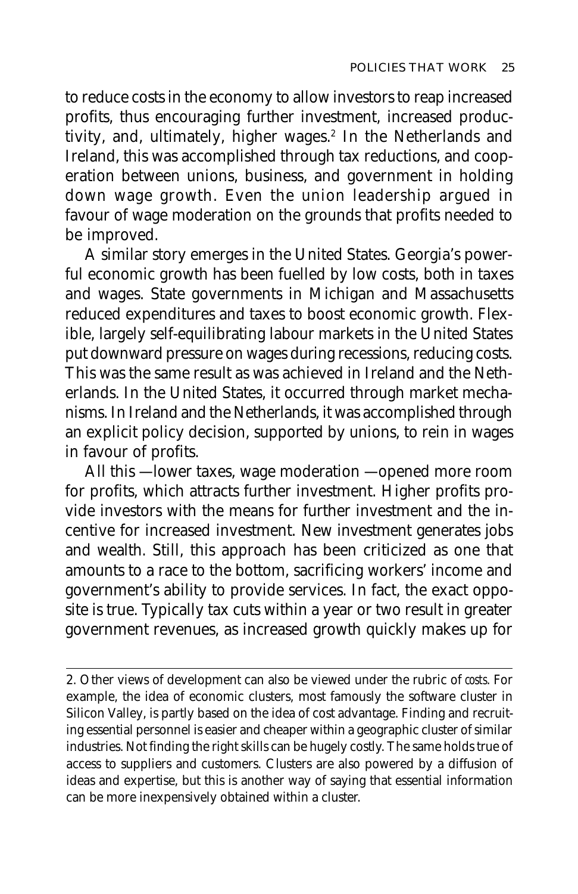to reduce costs in the economy to allow investors to reap increased profits, thus encouraging further investment, increased productivity, and, ultimately, higher wages.[2] In the Netherlands and Ireland, this was accomplished through tax reductions, and cooperation between unions, business, and government in holding down wage growth. Even the union leadership argued in favour of wage moderation on the grounds that profits needed to be improved.

A similar story emerges in the United States. Georgia's powerful economic growth has been fuelled by low costs, both in taxes and wages. State governments in Michigan and Massachusetts reduced expenditures and taxes to boost economic growth. Flexible, largely self-equilibrating labour markets in the United States put downward pressure on wages during recessions, reducing costs. This was the same result as was achieved in Ireland and the Netherlands. In the United States, it occurred through market mechanisms. In Ireland and the Netherlands, it was accomplished through an explicit policy decision, supported by unions, to rein in wages in favour of profits.

All this —lower taxes, wage moderation —opened more room for profits, which attracts further investment. Higher profits provide investors with the means for further investment and the incentive for increased investment. New investment generates jobs and wealth. Still, this approach has been criticized as one that amounts to a race to the bottom, sacrificing workers' income and government's ability to provide services. In fact, the exact opposite is true. Typically tax cuts within a year or two result in greater government revenues, as increased growth quickly makes up for

---

2. Other views of development can also be viewed under the rubric of *costs*. For example, the idea of economic clusters, most famously the software cluster in Silicon Valley, is partly based on the idea of cost advantage. Finding and recruiting essential personnel is easier and cheaper within a geographic cluster of similar industries. Not finding the right skills can be hugely costly. The same holds true of access to suppliers and customers. Clusters are also powered by a diffusion of ideas and expertise, but this is another way of saying that essential information can be more inexpensively obtained within a cluster.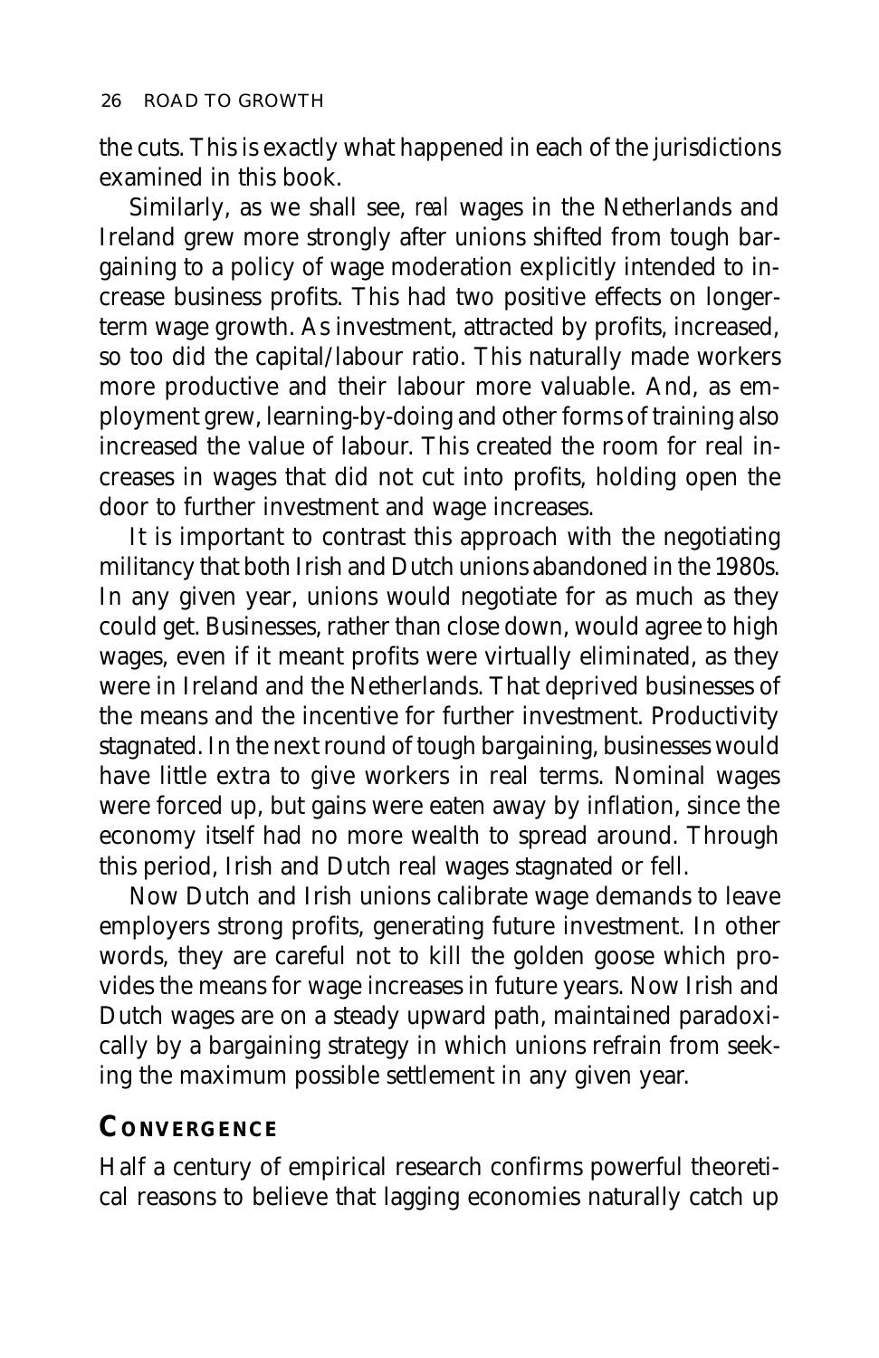the cuts. This is exactly what happened in each of the jurisdictions examined in this book.

Similarly, as we shall see, *real* wages in the Netherlands and Ireland grew more strongly after unions shifted from tough bargaining to a policy of wage moderation explicitly intended to increase business profits. This had two positive effects on longer-term wage growth. As investment, attracted by profits, increased, so too did the capital/labour ratio. This naturally made workers more productive and their labour more valuable. And, as employment grew, learning-by-doing and other forms of training also increased the value of labour. This created the room for real increases in wages that did not cut into profits, holding open the door to further investment and wage increases.

It is important to contrast this approach with the negotiating militancy that both Irish and Dutch unions abandoned in the 1980s. In any given year, unions would negotiate for as much as they could get. Businesses, rather than close down, would agree to high wages, even if it meant profits were virtually eliminated, as they were in Ireland and the Netherlands. That deprived businesses of the means and the incentive for further investment. Productivity stagnated. In the next round of tough bargaining, businesses would have little extra to give workers in real terms. Nominal wages were forced up, but gains were eaten away by inflation, since the economy itself had no more wealth to spread around. Through this period, Irish and Dutch real wages stagnated or fell.

Now Dutch and Irish unions calibrate wage demands to leave employers strong profits, generating future investment. In other words, they are careful not to kill the golden goose which provides the means for wage increases in future years. Now Irish and Dutch wages are on a steady upward path, maintained paradoxically by a bargaining strategy in which unions refrain from seeking the maximum possible settlement in any given year.

## Convergence

Half a century of empirical research confirms powerful theoretical reasons to believe that lagging economies naturally catch up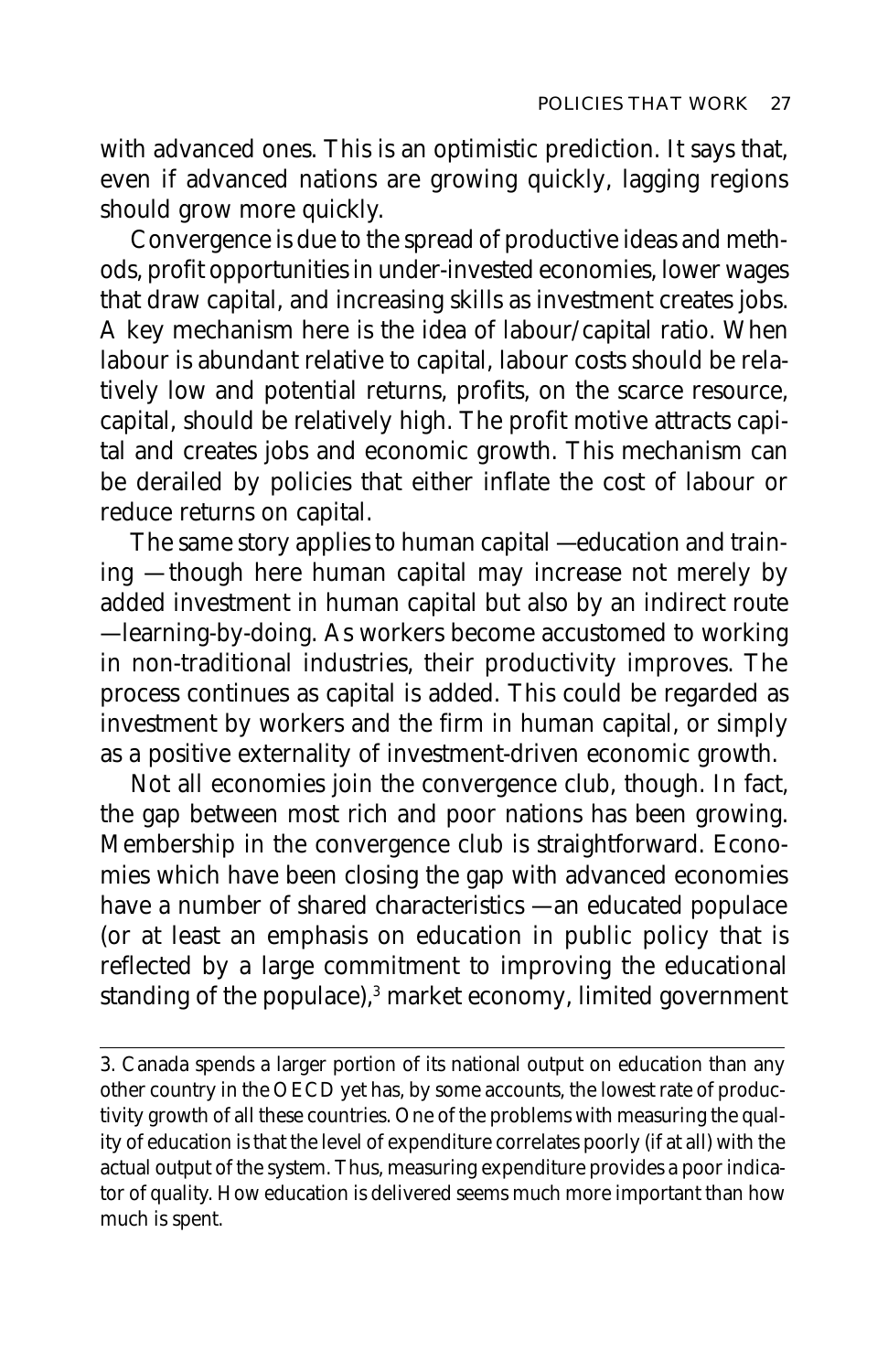with advanced ones. This is an optimistic prediction. It says that, even if advanced nations are growing quickly, lagging regions should grow more quickly.

Convergence is due to the spread of productive ideas and methods, profit opportunities in under-invested economies, lower wages that draw capital, and increasing skills as investment creates jobs. A key mechanism here is the idea of labour/capital ratio. When labour is abundant relative to capital, labour costs should be relatively low and potential returns, profits, on the scarce resource, capital, should be relatively high. The profit motive attracts capital and creates jobs and economic growth. This mechanism can be derailed by policies that either inflate the cost of labour or reduce returns on capital.

The same story applies to human capital —education and training —though here human capital may increase not merely by added investment in human capital but also by an indirect route —learning-by-doing. As workers become accustomed to working in non-traditional industries, their productivity improves. The process continues as capital is added. This could be regarded as investment by workers and the firm in human capital, or simply as a positive externality of investment-driven economic growth.

Not all economies join the convergence club, though. In fact, the gap between most rich and poor nations has been growing. Membership in the convergence club is straightforward. Economies which have been closing the gap with advanced economies have a number of shared characteristics —an educated populace (or at least an emphasis on education in public policy that is reflected by a large commitment to improving the educational standing of the populace),[3] market economy, limited government

---

3. Canada spends a larger portion of its national output on education than any other country in the OECD yet has, by some accounts, the lowest rate of productivity growth of all these countries. One of the problems with measuring the quality of education is that the level of expenditure correlates poorly (if at all) with the actual output of the system. Thus, measuring expenditure provides a poor indicator of quality. How education is delivered seems much more important than how much is spent.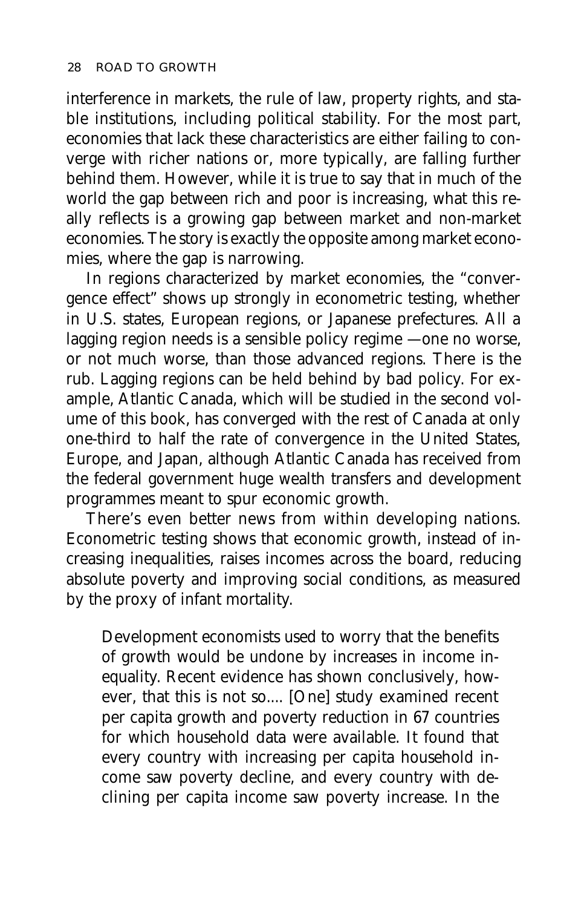interference in markets, the rule of law, property rights, and stable institutions, including political stability. For the most part, economies that lack these characteristics are either failing to converge with richer nations or, more typically, are falling further behind them. However, while it is true to say that in much of the world the gap between rich and poor is increasing, what this really reflects is a growing gap between market and non-market economies. The story is exactly the opposite among market economies, where the gap is narrowing.

In regions characterized by market economies, the "convergence effect" shows up strongly in econometric testing, whether in U.S. states, European regions, or Japanese prefectures. All a lagging region needs is a sensible policy regime —one no worse, or not much worse, than those advanced regions. There is the rub. Lagging regions can be held behind by bad policy. For example, Atlantic Canada, which will be studied in the second volume of this book, has converged with the rest of Canada at only one-third to half the rate of convergence in the United States, Europe, and Japan, although Atlantic Canada has received from the federal government huge wealth transfers and development programmes meant to spur economic growth.

There's even better news from within developing nations. Econometric testing shows that economic growth, instead of increasing inequalities, raises incomes across the board, reducing absolute poverty and improving social conditions, as measured by the proxy of infant mortality.

> Development economists used to worry that the benefits of growth would be undone by increases in income inequality. Recent evidence has shown conclusively, however, that this is not so.... [One] study examined recent per capita growth and poverty reduction in 67 countries for which household data were available. It found that every country with increasing per capita household income saw poverty decline, and every country with declining per capita income saw poverty increase. In the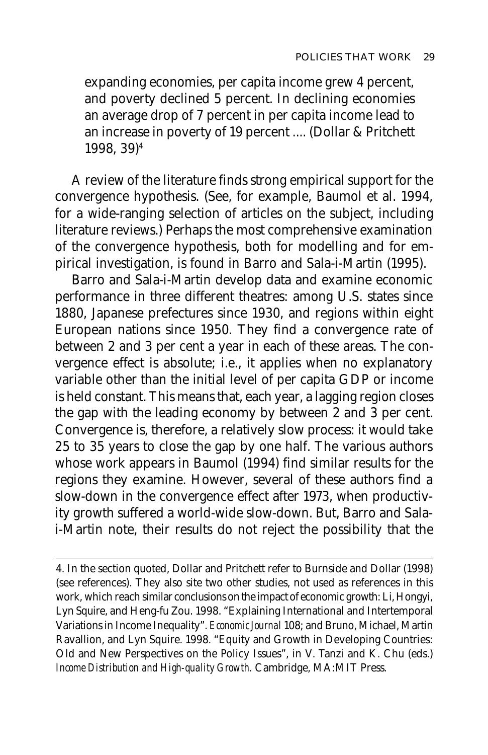> expanding economies, per capita income grew 4 percent, and poverty declined 5 percent. In declining economies an average drop of 7 percent in per capita income lead to an increase in poverty of 19 percent .... (Dollar & Pritchett 1998, 39)[4]

A review of the literature finds strong empirical support for the convergence hypothesis. (See, for example, Baumol et al. 1994, for a wide-ranging selection of articles on the subject, including literature reviews.) Perhaps the most comprehensive examination of the convergence hypothesis, both for modelling and for empirical investigation, is found in Barro and Sala-i-Martin (1995).

Barro and Sala-i-Martin develop data and examine economic performance in three different theatres: among U.S. states since 1880, Japanese prefectures since 1930, and regions within eight European nations since 1950. They find a convergence rate of between 2 and 3 per cent a year in each of these areas. The convergence effect is absolute; i.e., it applies when no explanatory variable other than the initial level of per capita GDP or income is held constant. This means that, each year, a lagging region closes the gap with the leading economy by between 2 and 3 per cent. Convergence is, therefore, a relatively slow process: it would take 25 to 35 years to close the gap by one half. The various authors whose work appears in Baumol (1994) find similar results for the regions they examine. However, several of these authors find a slow-down in the convergence effect after 1973, when productivity growth suffered a world-wide slow-down. But, Barro and Sala-i-Martin note, their results do not reject the possibility that the

---

4. In the section quoted, Dollar and Pritchett refer to Burnside and Dollar (1998) (see references). They also site two other studies, not used as references in this work, which reach similar conclusions on the impact of economic growth: Li, Hongyi, Lyn Squire, and Heng-fu Zou. 1998. "Explaining International and Intertemporal Variations in Income Inequality". *Economic Journal* 108; and Bruno, Michael, Martin Ravallion, and Lyn Squire. 1998. "Equity and Growth in Developing Countries: Old and New Perspectives on the Policy Issues", in V. Tanzi and K. Chu (eds.) *Income Distribution and High-quality Growth.* Cambridge, MA:MIT Press.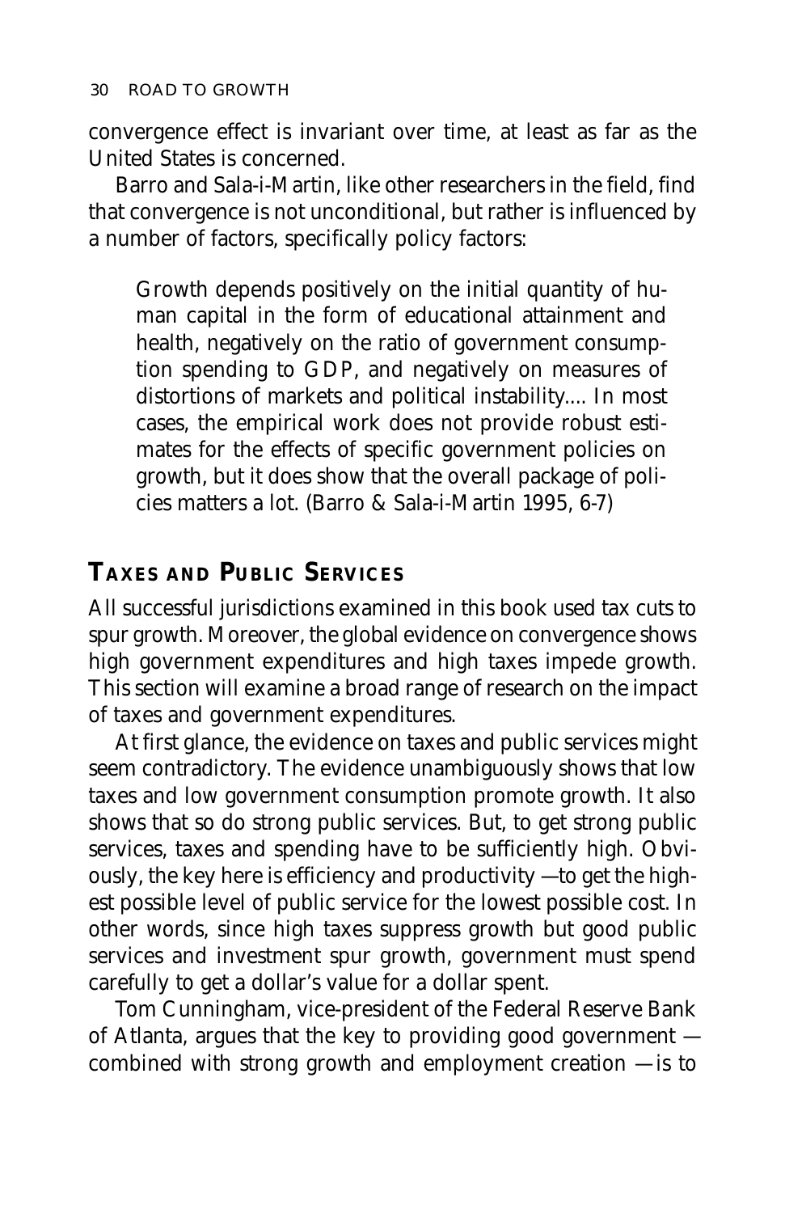convergence effect is invariant over time, at least as far as the United States is concerned.

Barro and Sala-i-Martin, like other researchers in the field, find that convergence is not unconditional, but rather is influenced by a number of factors, specifically policy factors:

> Growth depends positively on the initial quantity of human capital in the form of educational attainment and health, negatively on the ratio of government consumption spending to GDP, and negatively on measures of distortions of markets and political instability.... In most cases, the empirical work does not provide robust estimates for the effects of specific government policies on growth, but it does show that the overall package of policies matters a lot. (Barro & Sala-i-Martin 1995, 6-7)

## TAXES AND PUBLIC SERVICES

All successful jurisdictions examined in this book used tax cuts to spur growth. Moreover, the global evidence on convergence shows high government expenditures and high taxes impede growth. This section will examine a broad range of research on the impact of taxes and government expenditures.

At first glance, the evidence on taxes and public services might seem contradictory. The evidence unambiguously shows that low taxes and low government consumption promote growth. It also shows that so do strong public services. But, to get strong public services, taxes and spending have to be sufficiently high. Obviously, the key here is efficiency and productivity —to get the highest possible level of public service for the lowest possible cost. In other words, since high taxes suppress growth but good public services and investment spur growth, government must spend carefully to get a dollar's value for a dollar spent.

Tom Cunningham, vice-president of the Federal Reserve Bank of Atlanta, argues that the key to providing good government — combined with strong growth and employment creation —is to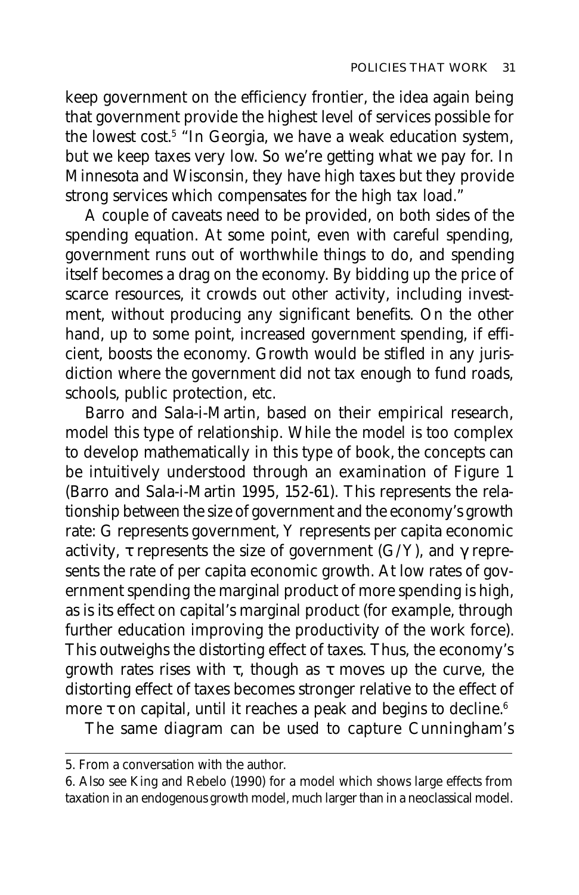keep government on the efficiency frontier, the idea again being that government provide the highest level of services possible for the lowest cost.[5] "In Georgia, we have a weak education system, but we keep taxes very low. So we're getting what we pay for. In Minnesota and Wisconsin, they have high taxes but they provide strong services which compensates for the high tax load."

A couple of caveats need to be provided, on both sides of the spending equation. At some point, even with careful spending, government runs out of worthwhile things to do, and spending itself becomes a drag on the economy. By bidding up the price of scarce resources, it crowds out other activity, including investment, without producing any significant benefits. On the other hand, up to some point, increased government spending, if efficient, boosts the economy. Growth would be stifled in any jurisdiction where the government did not tax enough to fund roads, schools, public protection, etc.

Barro and Sala-i-Martin, based on their empirical research, model this type of relationship. While the model is too complex to develop mathematically in this type of book, the concepts can be intuitively understood through an examination of Figure 1 (Barro and Sala-i-Martin 1995, 152-61). This represents the relationship between the size of government and the economy's growth rate: $G$ represents government, $Y$ represents per capita economic activity, $\tau$ represents the size of government ($G/Y$), and $\gamma$ represents the rate of per capita economic growth. At low rates of government spending the marginal product of more spending is high, as is its effect on capital's marginal product (for example, through further education improving the productivity of the work force). This outweighs the distorting effect of taxes. Thus, the economy's growth rates rises with $\tau$, though as $\tau$ moves up the curve, the distorting effect of taxes becomes stronger relative to the effect of more $\tau$ on capital, until it reaches a peak and begins to decline.[6]

The same diagram can be used to capture Cunningham's

---

5. From a conversation with the author.

6. Also see King and Rebelo (1990) for a model which shows large effects from taxation in an endogenous growth model, much larger than in a neoclassical model.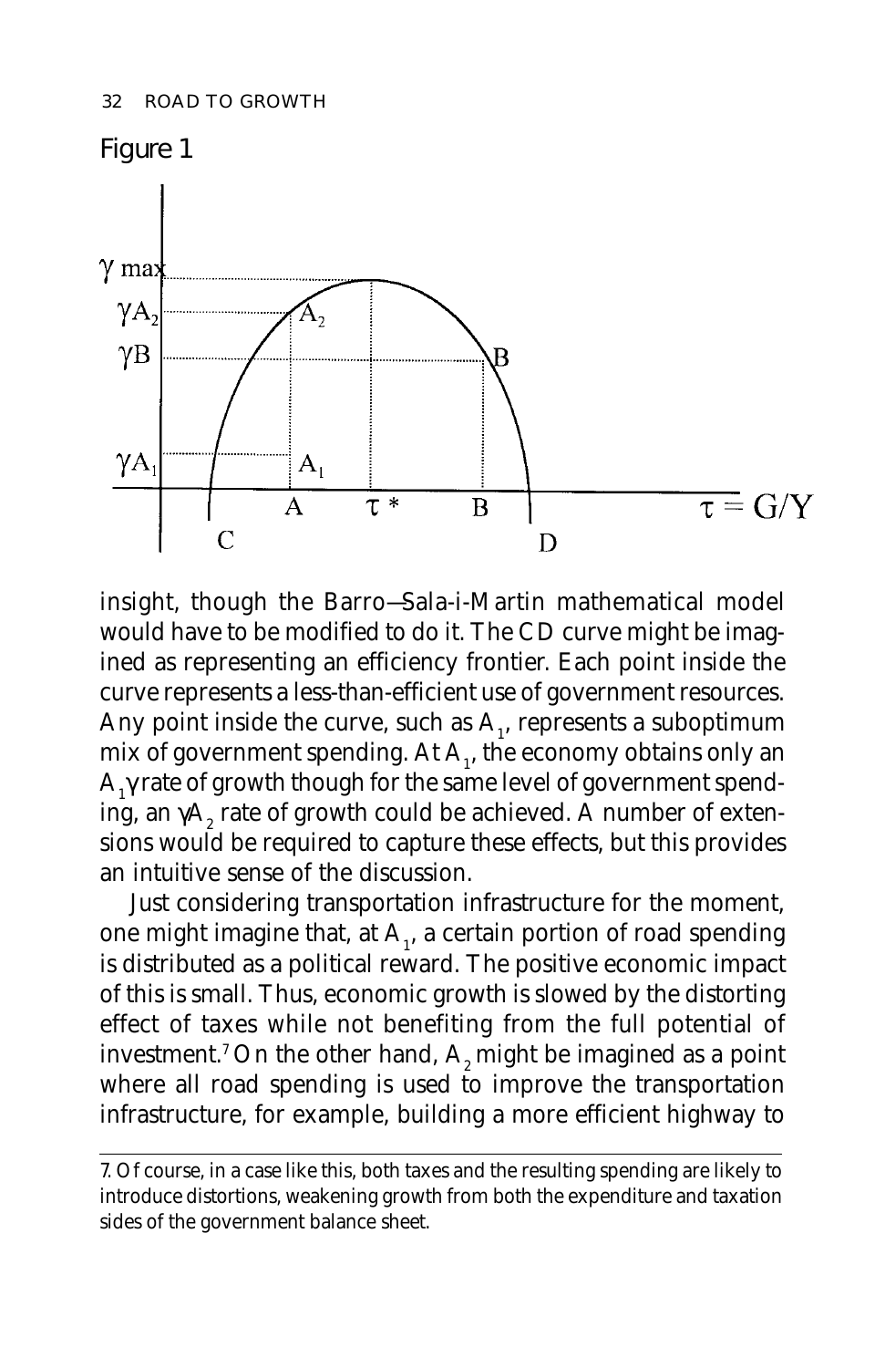Figure 1

insight, though the Barro—Sala-i-Martin mathematical model would have to be modified to do it. The CD curve might be imagined as representing an efficiency frontier. Each point inside the curve represents a less-than-efficient use of government resources. Any point inside the curve, such as $A_1$, represents a suboptimum mix of government spending. At $A_1$, the economy obtains only an $A_1\gamma$ rate of growth though for the same level of government spending, an $\gamma A_2$ rate of growth could be achieved. A number of extensions would be required to capture these effects, but this provides an intuitive sense of the discussion.

Just considering transportation infrastructure for the moment, one might imagine that, at $A_1$, a certain portion of road spending is distributed as a political reward. The positive economic impact of this is small. Thus, economic growth is slowed by the distorting effect of taxes while not benefiting from the full potential of investment.[7] On the other hand, $A_2$ might be imagined as a point where all road spending is used to improve the transportation infrastructure, for example, building a more efficient highway to

7. Of course, in a case like this, both taxes and the resulting spending are likely to introduce distortions, weakening growth from both the expenditure and taxation sides of the government balance sheet.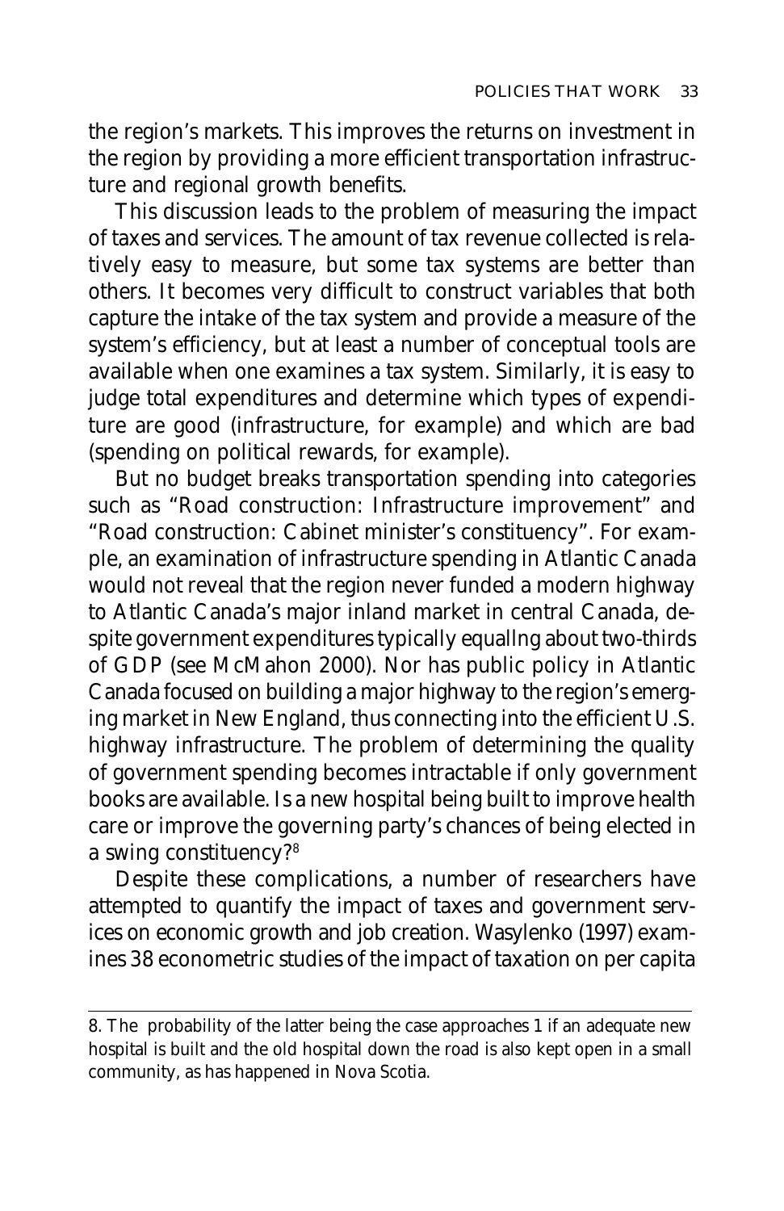the region's markets. This improves the returns on investment in the region by providing a more efficient transportation infrastructure and regional growth benefits.

This discussion leads to the problem of measuring the impact of taxes and services. The amount of tax revenue collected is relatively easy to measure, but some tax systems are better than others. It becomes very difficult to construct variables that both capture the intake of the tax system and provide a measure of the system's efficiency, but at least a number of conceptual tools are available when one examines a tax system. Similarly, it is easy to judge total expenditures and determine which types of expenditure are good (infrastructure, for example) and which are bad (spending on political rewards, for example).

But no budget breaks transportation spending into categories such as "Road construction: Infrastructure improvement" and "Road construction: Cabinet minister's constituency". For example, an examination of infrastructure spending in Atlantic Canada would not reveal that the region never funded a modern highway to Atlantic Canada's major inland market in central Canada, despite government expenditures typically equallng about two-thirds of GDP (see McMahon 2000). Nor has public policy in Atlantic Canada focused on building a major highway to the region's emerging market in New England, thus connecting into the efficient U.S. highway infrastructure. The problem of determining the quality of government spending becomes intractable if only government books are available. Is a new hospital being built to improve health care or improve the governing party's chances of being elected in a swing constituency?[8]

Despite these complications, a number of researchers have attempted to quantify the impact of taxes and government services on economic growth and job creation. Wasylenko (1997) examines 38 econometric studies of the impact of taxation on per capita

---

8. The probability of the latter being the case approaches 1 if an adequate new hospital is built and the old hospital down the road is also kept open in a small community, as has happened in Nova Scotia.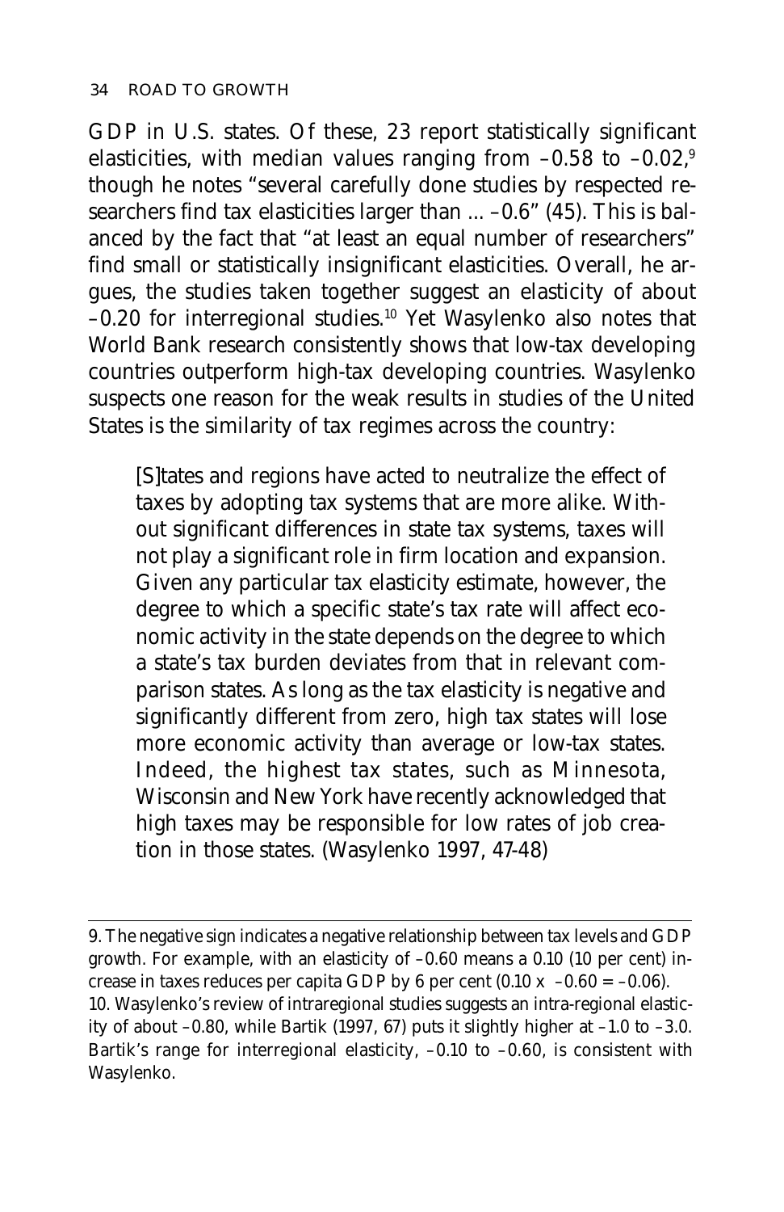GDP in U.S. states. Of these, 23 report statistically significant elasticities, with median values ranging from –0.58 to –0.02,[9] though he notes "several carefully done studies by respected researchers find tax elasticities larger than ... –0.6" (45). This is balanced by the fact that "at least an equal number of researchers" find small or statistically insignificant elasticities. Overall, he argues, the studies taken together suggest an elasticity of about –0.20 for interregional studies.[10] Yet Wasylenko also notes that World Bank research consistently shows that low-tax developing countries outperform high-tax developing countries. Wasylenko suspects one reason for the weak results in studies of the United States is the similarity of tax regimes across the country:

> [S]tates and regions have acted to neutralize the effect of taxes by adopting tax systems that are more alike. Without significant differences in state tax systems, taxes will not play a significant role in firm location and expansion. Given any particular tax elasticity estimate, however, the degree to which a specific state's tax rate will affect economic activity in the state depends on the degree to which a state's tax burden deviates from that in relevant comparison states. As long as the tax elasticity is negative and significantly different from zero, high tax states will lose more economic activity than average or low-tax states. Indeed, the highest tax states, such as Minnesota, Wisconsin and New York have recently acknowledged that high taxes may be responsible for low rates of job creation in those states. (Wasylenko 1997, 47-48)

---

9. The negative sign indicates a negative relationship between tax levels and GDP growth. For example, with an elasticity of –0.60 means a 0.10 (10 per cent) increase in taxes reduces per capita GDP by 6 per cent ($0.10 \times -0.60 = -0.06$).

10. Wasylenko's review of intraregional studies suggests an intra-regional elasticity of about –0.80, while Bartik (1997, 67) puts it slightly higher at –1.0 to –3.0. Bartik's range for interregional elasticity, –0.10 to –0.60, is consistent with Wasylenko.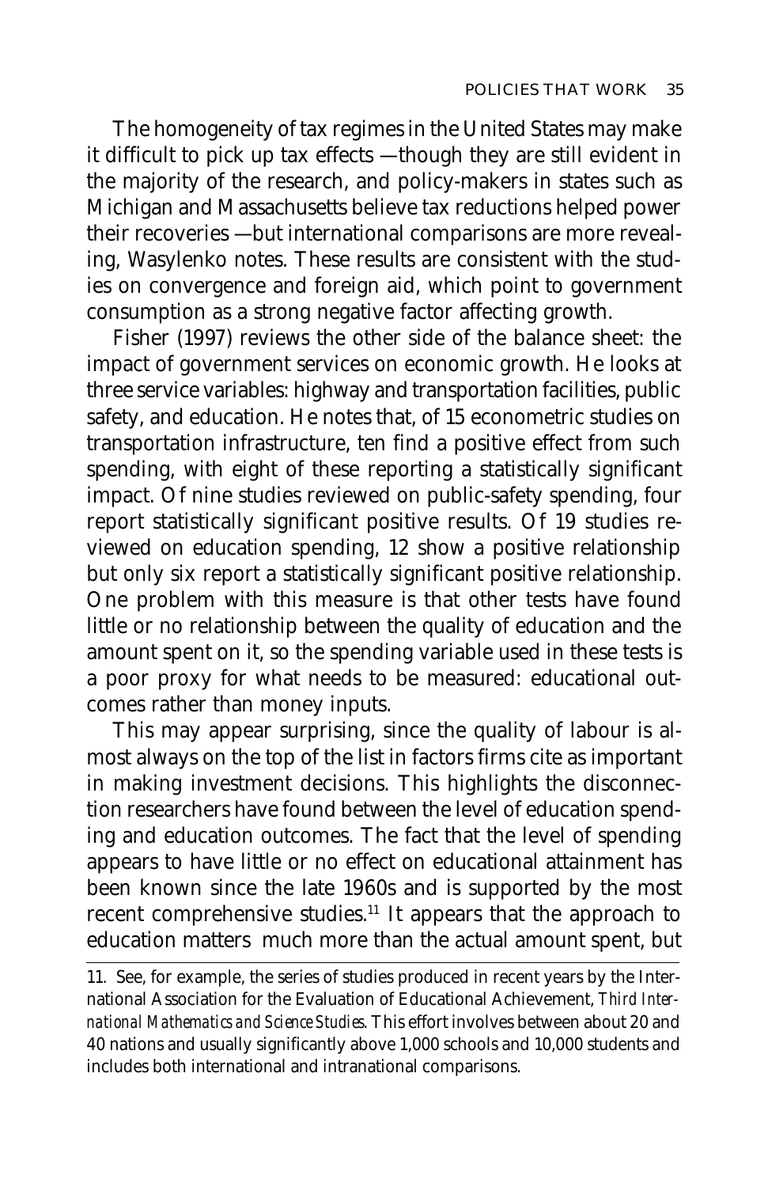The homogeneity of tax regimes in the United States may make it difficult to pick up tax effects —though they are still evident in the majority of the research, and policy-makers in states such as Michigan and Massachusetts believe tax reductions helped power their recoveries —but international comparisons are more revealing, Wasylenko notes. These results are consistent with the studies on convergence and foreign aid, which point to government consumption as a strong negative factor affecting growth.

Fisher (1997) reviews the other side of the balance sheet: the impact of government services on economic growth. He looks at three service variables: highway and transportation facilities, public safety, and education. He notes that, of 15 econometric studies on transportation infrastructure, ten find a positive effect from such spending, with eight of these reporting a statistically significant impact. Of nine studies reviewed on public-safety spending, four report statistically significant positive results. Of 19 studies reviewed on education spending, 12 show a positive relationship but only six report a statistically significant positive relationship. One problem with this measure is that other tests have found little or no relationship between the quality of education and the amount spent on it, so the spending variable used in these tests is a poor proxy for what needs to be measured: educational outcomes rather than money inputs.

This may appear surprising, since the quality of labour is almost always on the top of the list in factors firms cite as important in making investment decisions. This highlights the disconnection researchers have found between the level of education spending and education outcomes. The fact that the level of spending appears to have little or no effect on educational attainment has been known since the late 1960s and is supported by the most recent comprehensive studies.[11] It appears that the approach to education matters much more than the actual amount spent, but

11. See, for example, the series of studies produced in recent years by the International Association for the Evaluation of Educational Achievement, *Third International Mathematics and Science Studies*. This effort involves between about 20 and 40 nations and usually significantly above 1,000 schools and 10,000 students and includes both international and intranational comparisons.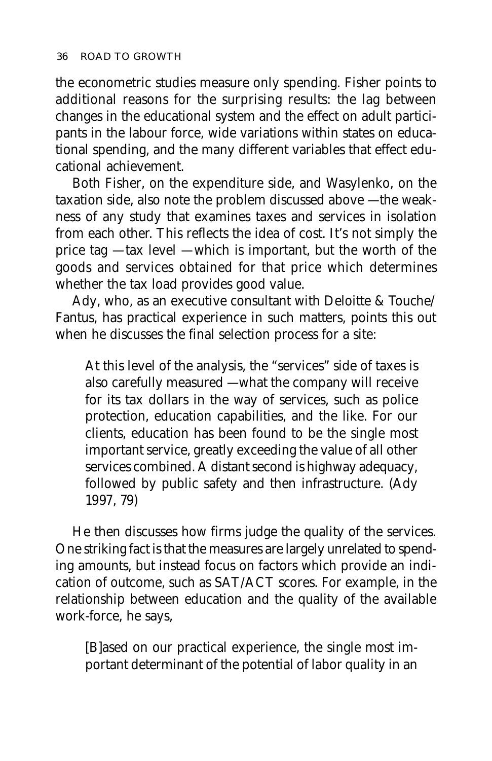the econometric studies measure only spending. Fisher points to additional reasons for the surprising results: the lag between changes in the educational system and the effect on adult participants in the labour force, wide variations within states on educational spending, and the many different variables that effect educational achievement.

Both Fisher, on the expenditure side, and Wasylenko, on the taxation side, also note the problem discussed above —the weakness of any study that examines taxes and services in isolation from each other. This reflects the idea of cost. It's not simply the price tag —tax level —which is important, but the worth of the goods and services obtained for that price which determines whether the tax load provides good value.

Ady, who, as an executive consultant with Deloitte & Touche/ Fantus, has practical experience in such matters, points this out when he discusses the final selection process for a site:

> At this level of the analysis, the "services" side of taxes is also carefully measured —what the company will receive for its tax dollars in the way of services, such as police protection, education capabilities, and the like. For our clients, education has been found to be the single most important service, greatly exceeding the value of all other services combined. A distant second is highway adequacy, followed by public safety and then infrastructure. (Ady 1997, 79)

He then discusses how firms judge the quality of the services. One striking fact is that the measures are largely unrelated to spending amounts, but instead focus on factors which provide an indication of outcome, such as SAT/ACT scores. For example, in the relationship between education and the quality of the available work-force, he says,

> [B]ased on our practical experience, the single most important determinant of the potential of labor quality in an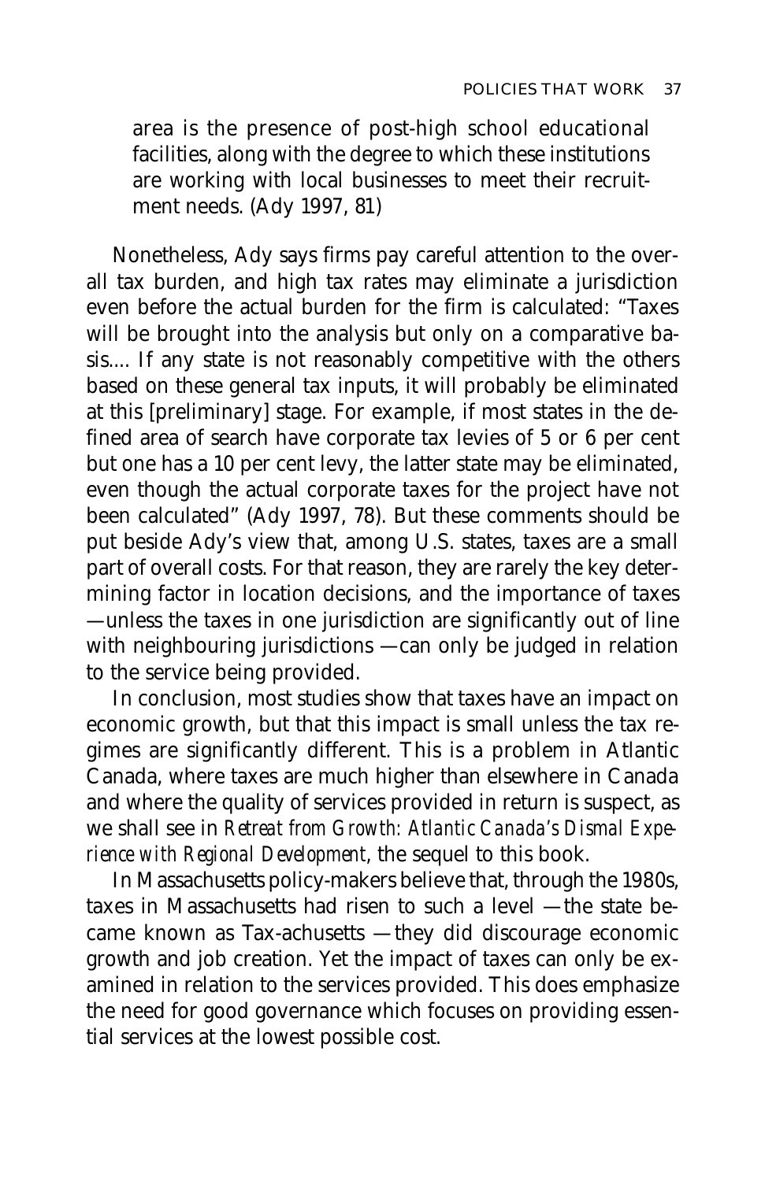area is the presence of post-high school educational facilities, along with the degree to which these institutions are working with local businesses to meet their recruitment needs. (Ady 1997, 81)

Nonetheless, Ady says firms pay careful attention to the overall tax burden, and high tax rates may eliminate a jurisdiction even before the actual burden for the firm is calculated: "Taxes will be brought into the analysis but only on a comparative basis.... If any state is not reasonably competitive with the others based on these general tax inputs, it will probably be eliminated at this [preliminary] stage. For example, if most states in the defined area of search have corporate tax levies of 5 or 6 per cent but one has a 10 per cent levy, the latter state may be eliminated, even though the actual corporate taxes for the project have not been calculated" (Ady 1997, 78). But these comments should be put beside Ady's view that, among U.S. states, taxes are a small part of overall costs. For that reason, they are rarely the key determining factor in location decisions, and the importance of taxes —unless the taxes in one jurisdiction are significantly out of line with neighbouring jurisdictions —can only be judged in relation to the service being provided.

In conclusion, most studies show that taxes have an impact on economic growth, but that this impact is small unless the tax regimes are significantly different. This is a problem in Atlantic Canada, where taxes are much higher than elsewhere in Canada and where the quality of services provided in return is suspect, as we shall see in *Retreat from Growth: Atlantic Canada's Dismal Experience with Regional Development*, the sequel to this book.

In Massachusetts policy-makers believe that, through the 1980s, taxes in Massachusetts had risen to such a level —the state became known as Tax-achusetts —they did discourage economic growth and job creation. Yet the impact of taxes can only be examined in relation to the services provided. This does emphasize the need for good governance which focuses on providing essential services at the lowest possible cost.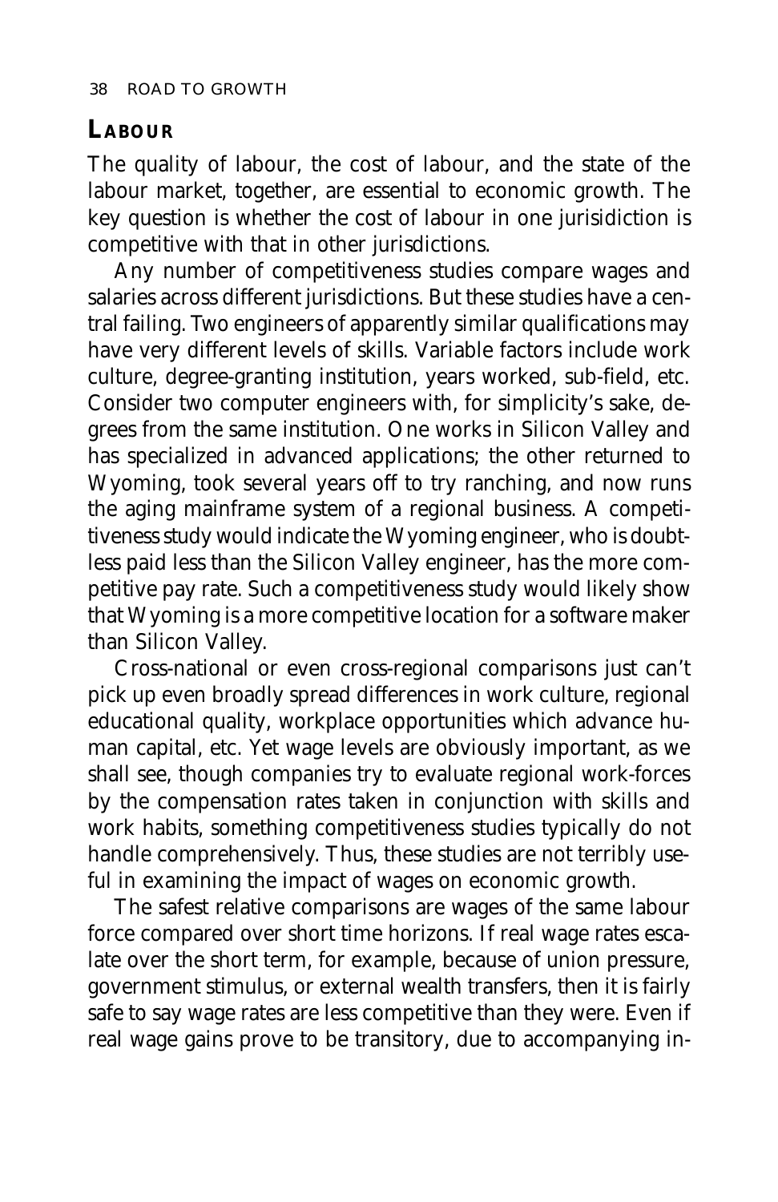## LABOUR

The quality of labour, the cost of labour, and the state of the labour market, together, are essential to economic growth. The key question is whether the cost of labour in one jurisidiction is competitive with that in other jurisdictions.

Any number of competitiveness studies compare wages and salaries across different jurisdictions. But these studies have a central failing. Two engineers of apparently similar qualifications may have very different levels of skills. Variable factors include work culture, degree-granting institution, years worked, sub-field, etc. Consider two computer engineers with, for simplicity's sake, degrees from the same institution. One works in Silicon Valley and has specialized in advanced applications; the other returned to Wyoming, took several years off to try ranching, and now runs the aging mainframe system of a regional business. A competitiveness study would indicate the Wyoming engineer, who is doubtless paid less than the Silicon Valley engineer, has the more competitive pay rate. Such a competitiveness study would likely show that Wyoming is a more competitive location for a software maker than Silicon Valley.

Cross-national or even cross-regional comparisons just can't pick up even broadly spread differences in work culture, regional educational quality, workplace opportunities which advance human capital, etc. Yet wage levels are obviously important, as we shall see, though companies try to evaluate regional work-forces by the compensation rates taken in conjunction with skills and work habits, something competitiveness studies typically do not handle comprehensively. Thus, these studies are not terribly useful in examining the impact of wages on economic growth.

The safest relative comparisons are wages of the same labour force compared over short time horizons. If real wage rates escalate over the short term, for example, because of union pressure, government stimulus, or external wealth transfers, then it is fairly safe to say wage rates are less competitive than they were. Even if real wage gains prove to be transitory, due to accompanying in-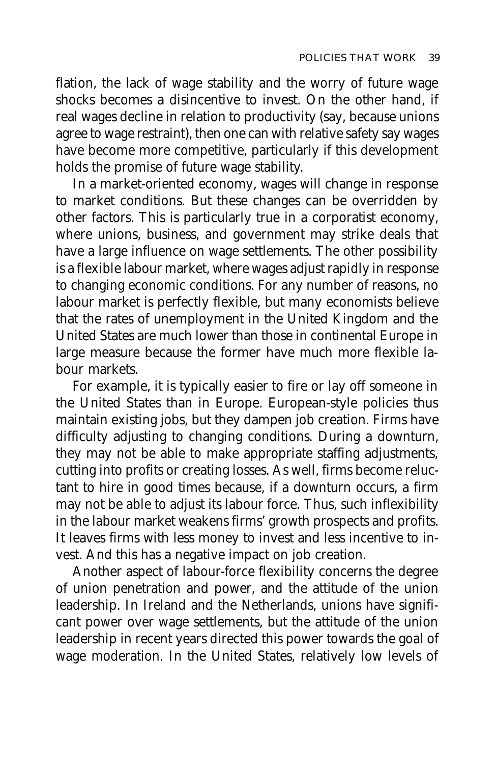flation, the lack of wage stability and the worry of future wage shocks becomes a disincentive to invest. On the other hand, if real wages decline in relation to productivity (say, because unions agree to wage restraint), then one can with relative safety say wages have become more competitive, particularly if this development holds the promise of future wage stability.

In a market-oriented economy, wages will change in response to market conditions. But these changes can be overridden by other factors. This is particularly true in a corporatist economy, where unions, business, and government may strike deals that have a large influence on wage settlements. The other possibility is a flexible labour market, where wages adjust rapidly in response to changing economic conditions. For any number of reasons, no labour market is perfectly flexible, but many economists believe that the rates of unemployment in the United Kingdom and the United States are much lower than those in continental Europe in large measure because the former have much more flexible labour markets.

For example, it is typically easier to fire or lay off someone in the United States than in Europe. European-style policies thus maintain existing jobs, but they dampen job creation. Firms have difficulty adjusting to changing conditions. During a downturn, they may not be able to make appropriate staffing adjustments, cutting into profits or creating losses. As well, firms become reluctant to hire in good times because, if a downturn occurs, a firm may not be able to adjust its labour force. Thus, such inflexibility in the labour market weakens firms' growth prospects and profits. It leaves firms with less money to invest and less incentive to invest. And this has a negative impact on job creation.

Another aspect of labour-force flexibility concerns the degree of union penetration and power, and the attitude of the union leadership. In Ireland and the Netherlands, unions have significant power over wage settlements, but the attitude of the union leadership in recent years directed this power towards the goal of wage moderation. In the United States, relatively low levels of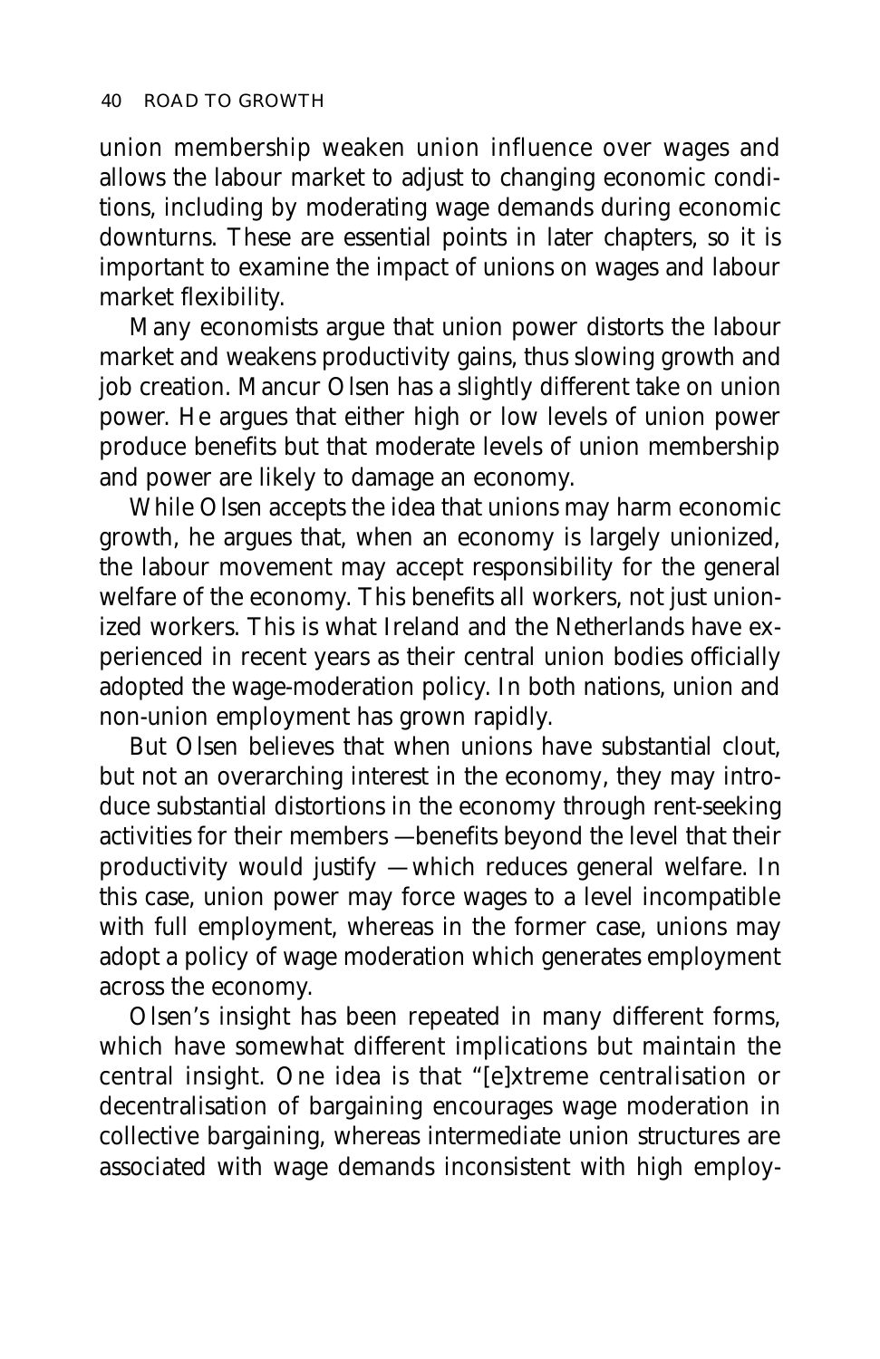union membership weaken union influence over wages and allows the labour market to adjust to changing economic conditions, including by moderating wage demands during economic downturns. These are essential points in later chapters, so it is important to examine the impact of unions on wages and labour market flexibility.

Many economists argue that union power distorts the labour market and weakens productivity gains, thus slowing growth and job creation. Mancur Olsen has a slightly different take on union power. He argues that either high or low levels of union power produce benefits but that moderate levels of union membership and power are likely to damage an economy.

While Olsen accepts the idea that unions may harm economic growth, he argues that, when an economy is largely unionized, the labour movement may accept responsibility for the general welfare of the economy. This benefits all workers, not just unionized workers. This is what Ireland and the Netherlands have experienced in recent years as their central union bodies officially adopted the wage-moderation policy. In both nations, union and non-union employment has grown rapidly.

But Olsen believes that when unions have substantial clout, but not an overarching interest in the economy, they may introduce substantial distortions in the economy through rent-seeking activities for their members —benefits beyond the level that their productivity would justify —which reduces general welfare. In this case, union power may force wages to a level incompatible with full employment, whereas in the former case, unions may adopt a policy of wage moderation which generates employment across the economy.

Olsen's insight has been repeated in many different forms, which have somewhat different implications but maintain the central insight. One idea is that "[e]xtreme centralisation or decentralisation of bargaining encourages wage moderation in collective bargaining, whereas intermediate union structures are associated with wage demands inconsistent with high employ-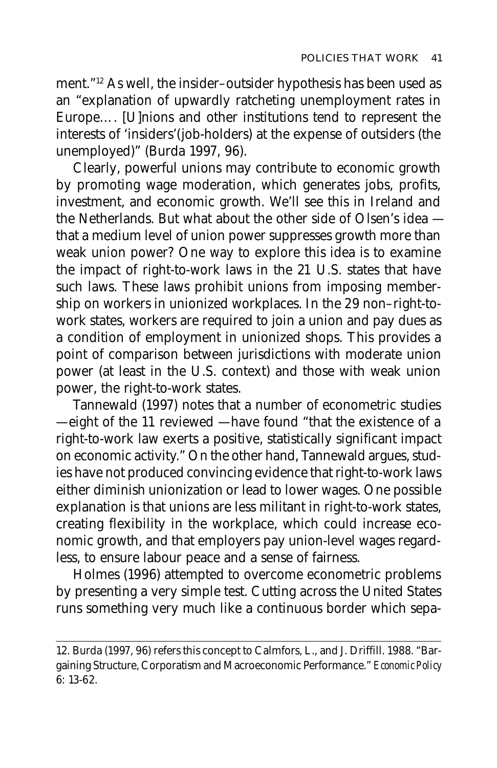ment."[12] As well, the insider–outsider hypothesis has been used as an "explanation of upwardly ratcheting unemployment rates in Europe.... [U]nions and other institutions tend to represent the interests of 'insiders'(job-holders) at the expense of outsiders (the unemployed)" (Burda 1997, 96).

Clearly, powerful unions may contribute to economic growth by promoting wage moderation, which generates jobs, profits, investment, and economic growth. We'll see this in Ireland and the Netherlands. But what about the other side of Olsen's idea — that a medium level of union power suppresses growth more than weak union power? One way to explore this idea is to examine the impact of right-to-work laws in the 21 U.S. states that have such laws. These laws prohibit unions from imposing membership on workers in unionized workplaces. In the 29 non–right-to-work states, workers are required to join a union and pay dues as a condition of employment in unionized shops. This provides a point of comparison between jurisdictions with moderate union power (at least in the U.S. context) and those with weak union power, the right-to-work states.

Tannewald (1997) notes that a number of econometric studies —eight of the 11 reviewed —have found "that the existence of a right-to-work law exerts a positive, statistically significant impact on economic activity." On the other hand, Tannewald argues, studies have not produced convincing evidence that right-to-work laws either diminish unionization or lead to lower wages. One possible explanation is that unions are less militant in right-to-work states, creating flexibility in the workplace, which could increase economic growth, and that employers pay union-level wages regardless, to ensure labour peace and a sense of fairness.

Holmes (1996) attempted to overcome econometric problems by presenting a very simple test. Cutting across the United States runs something very much like a continuous border which sepa-

---

12. Burda (1997, 96) refers this concept to Calmfors, L., and J. Driffill. 1988. "Bargaining Structure, Corporatism and Macroeconomic Performance." *Economic Policy* 6: 13-62.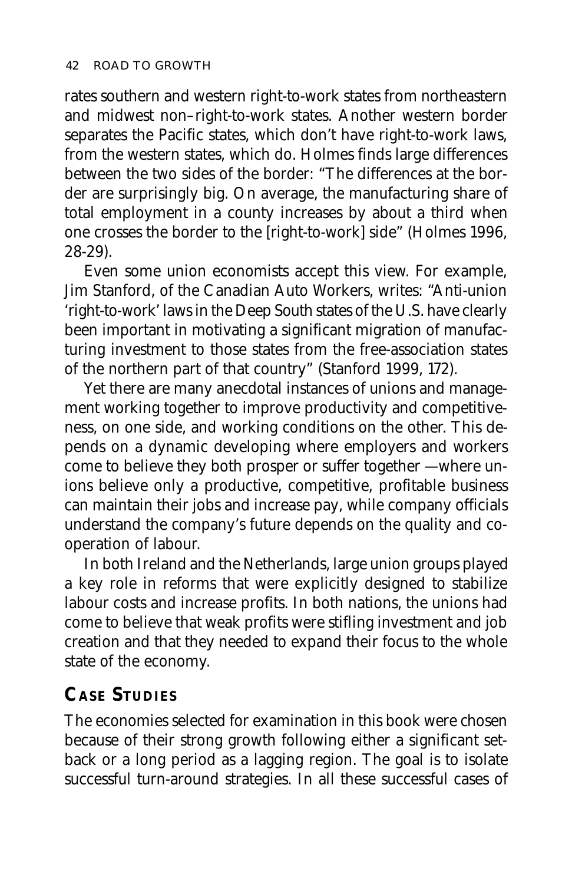rates southern and western right-to-work states from northeastern and midwest non–right-to-work states. Another western border separates the Pacific states, which don't have right-to-work laws, from the western states, which do. Holmes finds large differences between the two sides of the border: "The differences at the border are surprisingly big. On average, the manufacturing share of total employment in a county increases by about a third when one crosses the border to the [right-to-work] side" (Holmes 1996, 28-29).

Even some union economists accept this view. For example, Jim Stanford, of the Canadian Auto Workers, writes: "Anti-union 'right-to-work' laws in the Deep South states of the U.S. have clearly been important in motivating a significant migration of manufacturing investment to those states from the free-association states of the northern part of that country" (Stanford 1999, 172).

Yet there are many anecdotal instances of unions and management working together to improve productivity and competitiveness, on one side, and working conditions on the other. This depends on a dynamic developing where employers and workers come to believe they both prosper or suffer together —where unions believe only a productive, competitive, profitable business can maintain their jobs and increase pay, while company officials understand the company's future depends on the quality and cooperation of labour.

In both Ireland and the Netherlands, large union groups played a key role in reforms that were explicitly designed to stabilize labour costs and increase profits. In both nations, the unions had come to believe that weak profits were stifling investment and job creation and that they needed to expand their focus to the whole state of the economy.

## Case Studies

The economies selected for examination in this book were chosen because of their strong growth following either a significant setback or a long period as a lagging region. The goal is to isolate successful turn-around strategies. In all these successful cases of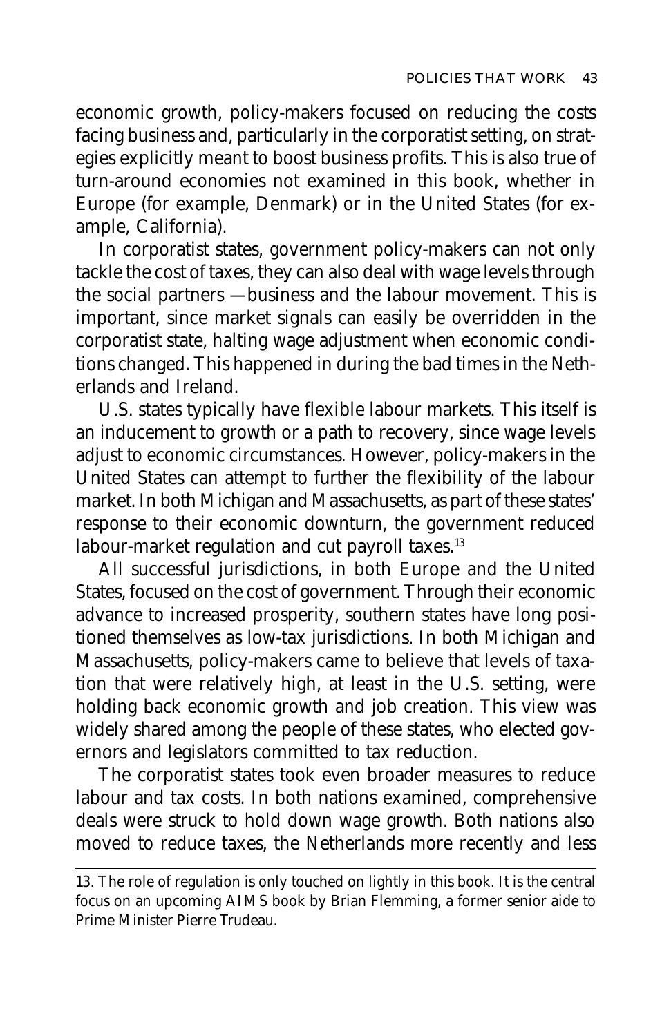economic growth, policy-makers focused on reducing the costs facing business and, particularly in the corporatist setting, on strategies explicitly meant to boost business profits. This is also true of turn-around economies not examined in this book, whether in Europe (for example, Denmark) or in the United States (for example, California).

In corporatist states, government policy-makers can not only tackle the cost of taxes, they can also deal with wage levels through the social partners —business and the labour movement. This is important, since market signals can easily be overridden in the corporatist state, halting wage adjustment when economic conditions changed. This happened in during the bad times in the Netherlands and Ireland.

U.S. states typically have flexible labour markets. This itself is an inducement to growth or a path to recovery, since wage levels adjust to economic circumstances. However, policy-makers in the United States can attempt to further the flexibility of the labour market. In both Michigan and Massachusetts, as part of these states' response to their economic downturn, the government reduced labour-market regulation and cut payroll taxes.[13]

All successful jurisdictions, in both Europe and the United States, focused on the cost of government. Through their economic advance to increased prosperity, southern states have long positioned themselves as low-tax jurisdictions. In both Michigan and Massachusetts, policy-makers came to believe that levels of taxation that were relatively high, at least in the U.S. setting, were holding back economic growth and job creation. This view was widely shared among the people of these states, who elected governors and legislators committed to tax reduction.

The corporatist states took even broader measures to reduce labour and tax costs. In both nations examined, comprehensive deals were struck to hold down wage growth. Both nations also moved to reduce taxes, the Netherlands more recently and less

---

13. The role of regulation is only touched on lightly in this book. It is the central focus on an upcoming AIMS book by Brian Flemming, a former senior aide to Prime Minister Pierre Trudeau.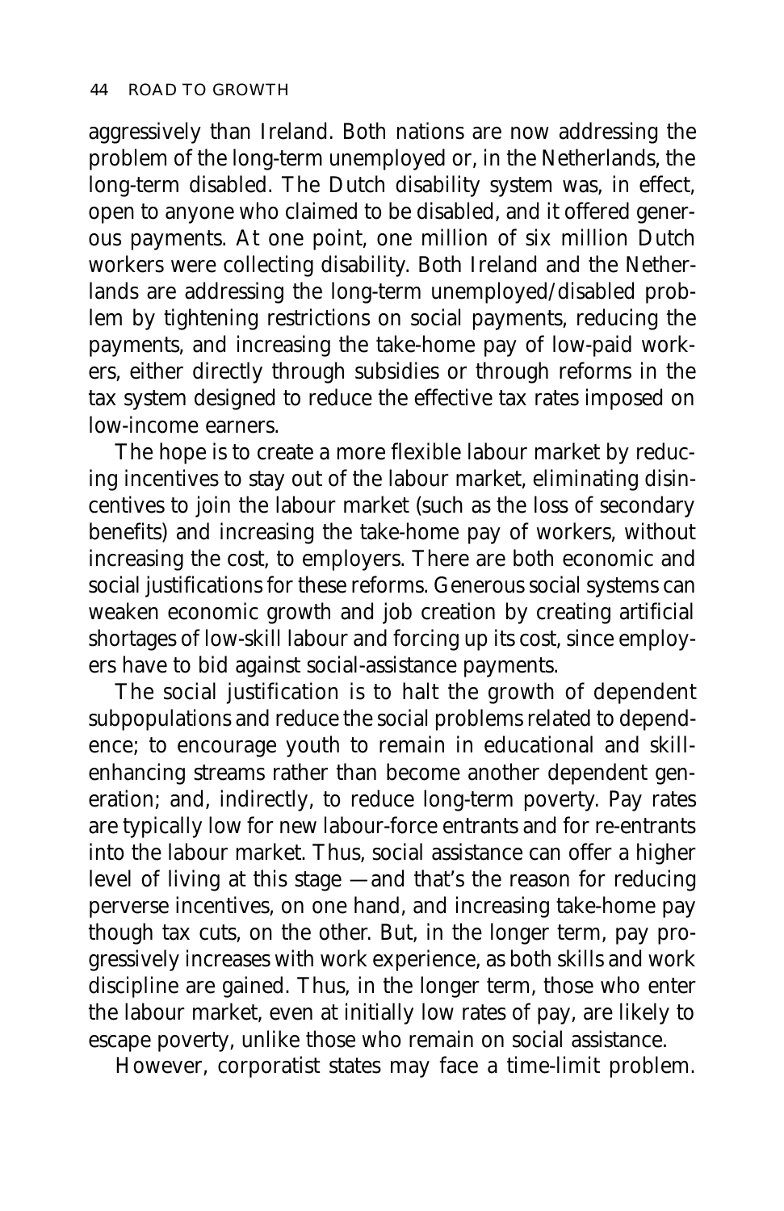aggressively than Ireland. Both nations are now addressing the problem of the long-term unemployed or, in the Netherlands, the long-term disabled. The Dutch disability system was, in effect, open to anyone who claimed to be disabled, and it offered generous payments. At one point, one million of six million Dutch workers were collecting disability. Both Ireland and the Netherlands are addressing the long-term unemployed/disabled problem by tightening restrictions on social payments, reducing the payments, and increasing the take-home pay of low-paid workers, either directly through subsidies or through reforms in the tax system designed to reduce the effective tax rates imposed on low-income earners.

The hope is to create a more flexible labour market by reducing incentives to stay out of the labour market, eliminating disincentives to join the labour market (such as the loss of secondary benefits) and increasing the take-home pay of workers, without increasing the cost, to employers. There are both economic and social justifications for these reforms. Generous social systems can weaken economic growth and job creation by creating artificial shortages of low-skill labour and forcing up its cost, since employers have to bid against social-assistance payments.

The social justification is to halt the growth of dependent subpopulations and reduce the social problems related to dependence; to encourage youth to remain in educational and skill-enhancing streams rather than become another dependent generation; and, indirectly, to reduce long-term poverty. Pay rates are typically low for new labour-force entrants and for re-entrants into the labour market. Thus, social assistance can offer a higher level of living at this stage —and that's the reason for reducing perverse incentives, on one hand, and increasing take-home pay though tax cuts, on the other. But, in the longer term, pay progressively increases with work experience, as both skills and work discipline are gained. Thus, in the longer term, those who enter the labour market, even at initially low rates of pay, are likely to escape poverty, unlike those who remain on social assistance.

However, corporatist states may face a time-limit problem.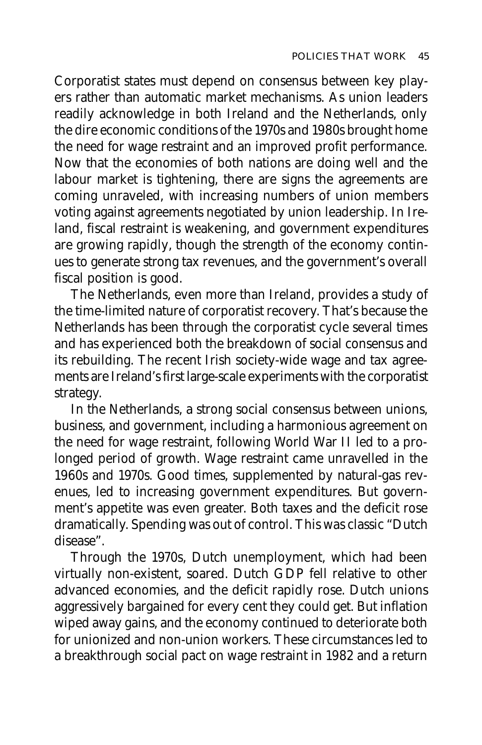Corporatist states must depend on consensus between key players rather than automatic market mechanisms. As union leaders readily acknowledge in both Ireland and the Netherlands, only the dire economic conditions of the 1970s and 1980s brought home the need for wage restraint and an improved profit performance. Now that the economies of both nations are doing well and the labour market is tightening, there are signs the agreements are coming unraveled, with increasing numbers of union members voting against agreements negotiated by union leadership. In Ireland, fiscal restraint is weakening, and government expenditures are growing rapidly, though the strength of the economy continues to generate strong tax revenues, and the government's overall fiscal position is good.

The Netherlands, even more than Ireland, provides a study of the time-limited nature of corporatist recovery. That's because the Netherlands has been through the corporatist cycle several times and has experienced both the breakdown of social consensus and its rebuilding. The recent Irish society-wide wage and tax agreements are Ireland's first large-scale experiments with the corporatist strategy.

In the Netherlands, a strong social consensus between unions, business, and government, including a harmonious agreement on the need for wage restraint, following World War II led to a prolonged period of growth. Wage restraint came unravelled in the 1960s and 1970s. Good times, supplemented by natural-gas revenues, led to increasing government expenditures. But government's appetite was even greater. Both taxes and the deficit rose dramatically. Spending was out of control. This was classic "Dutch disease".

Through the 1970s, Dutch unemployment, which had been virtually non-existent, soared. Dutch GDP fell relative to other advanced economies, and the deficit rapidly rose. Dutch unions aggressively bargained for every cent they could get. But inflation wiped away gains, and the economy continued to deteriorate both for unionized and non-union workers. These circumstances led to a breakthrough social pact on wage restraint in 1982 and a return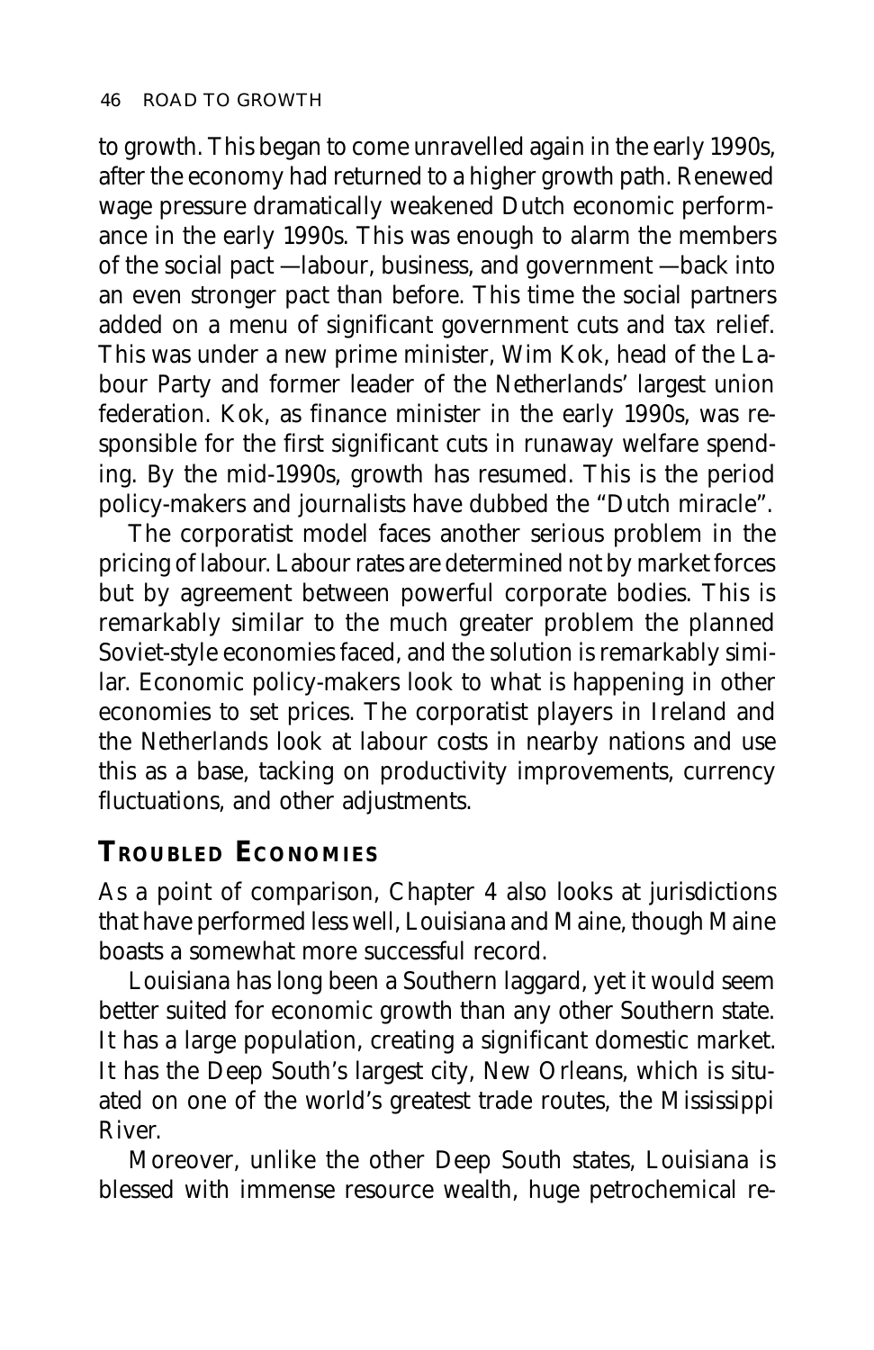to growth. This began to come unravelled again in the early 1990s, after the economy had returned to a higher growth path. Renewed wage pressure dramatically weakened Dutch economic performance in the early 1990s. This was enough to alarm the members of the social pact —labour, business, and government —back into an even stronger pact than before. This time the social partners added on a menu of significant government cuts and tax relief. This was under a new prime minister, Wim Kok, head of the Labour Party and former leader of the Netherlands' largest union federation. Kok, as finance minister in the early 1990s, was responsible for the first significant cuts in runaway welfare spending. By the mid-1990s, growth has resumed. This is the period policy-makers and journalists have dubbed the "Dutch miracle".

The corporatist model faces another serious problem in the pricing of labour. Labour rates are determined not by market forces but by agreement between powerful corporate bodies. This is remarkably similar to the much greater problem the planned Soviet-style economies faced, and the solution is remarkably similar. Economic policy-makers look to what is happening in other economies to set prices. The corporatist players in Ireland and the Netherlands look at labour costs in nearby nations and use this as a base, tacking on productivity improvements, currency fluctuations, and other adjustments.

## TROUBLED ECONOMIES

As a point of comparison, Chapter 4 also looks at jurisdictions that have performed less well, Louisiana and Maine, though Maine boasts a somewhat more successful record.

Louisiana has long been a Southern laggard, yet it would seem better suited for economic growth than any other Southern state. It has a large population, creating a significant domestic market. It has the Deep South's largest city, New Orleans, which is situated on one of the world's greatest trade routes, the Mississippi River.

Moreover, unlike the other Deep South states, Louisiana is blessed with immense resource wealth, huge petrochemical re-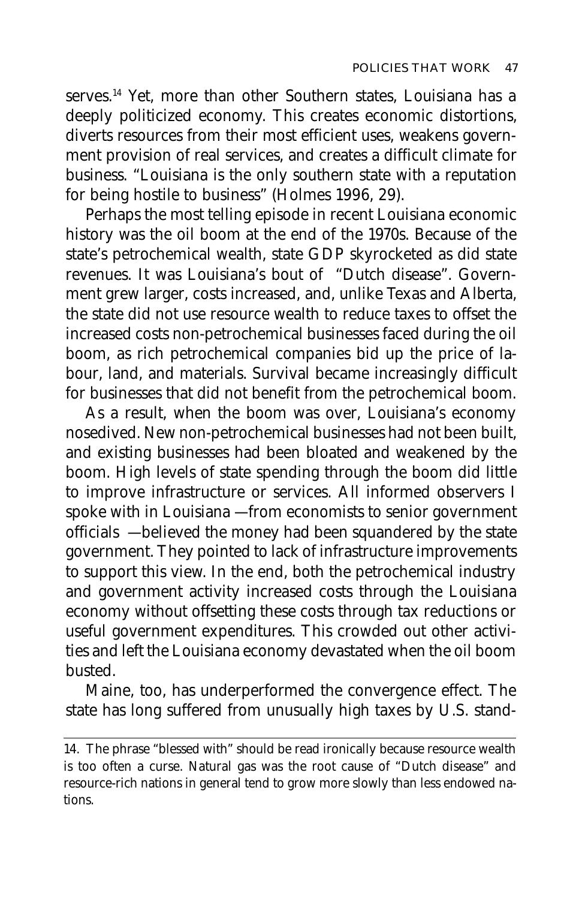serves.[14] Yet, more than other Southern states, Louisiana has a deeply politicized economy. This creates economic distortions, diverts resources from their most efficient uses, weakens government provision of real services, and creates a difficult climate for business. "Louisiana is the only southern state with a reputation for being hostile to business" (Holmes 1996, 29).

Perhaps the most telling episode in recent Louisiana economic history was the oil boom at the end of the 1970s. Because of the state's petrochemical wealth, state GDP skyrocketed as did state revenues. It was Louisiana's bout of "Dutch disease". Government grew larger, costs increased, and, unlike Texas and Alberta, the state did not use resource wealth to reduce taxes to offset the increased costs non-petrochemical businesses faced during the oil boom, as rich petrochemical companies bid up the price of labour, land, and materials. Survival became increasingly difficult for businesses that did not benefit from the petrochemical boom.

As a result, when the boom was over, Louisiana's economy nosedived. New non-petrochemical businesses had not been built, and existing businesses had been bloated and weakened by the boom. High levels of state spending through the boom did little to improve infrastructure or services. All informed observers I spoke with in Louisiana —from economists to senior government officials —believed the money had been squandered by the state government. They pointed to lack of infrastructure improvements to support this view. In the end, both the petrochemical industry and government activity increased costs through the Louisiana economy without offsetting these costs through tax reductions or useful government expenditures. This crowded out other activities and left the Louisiana economy devastated when the oil boom busted.

Maine, too, has underperformed the convergence effect. The state has long suffered from unusually high taxes by U.S. stand-

---

14. The phrase "blessed with" should be read ironically because resource wealth is too often a curse. Natural gas was the root cause of "Dutch disease" and resource-rich nations in general tend to grow more slowly than less endowed nations.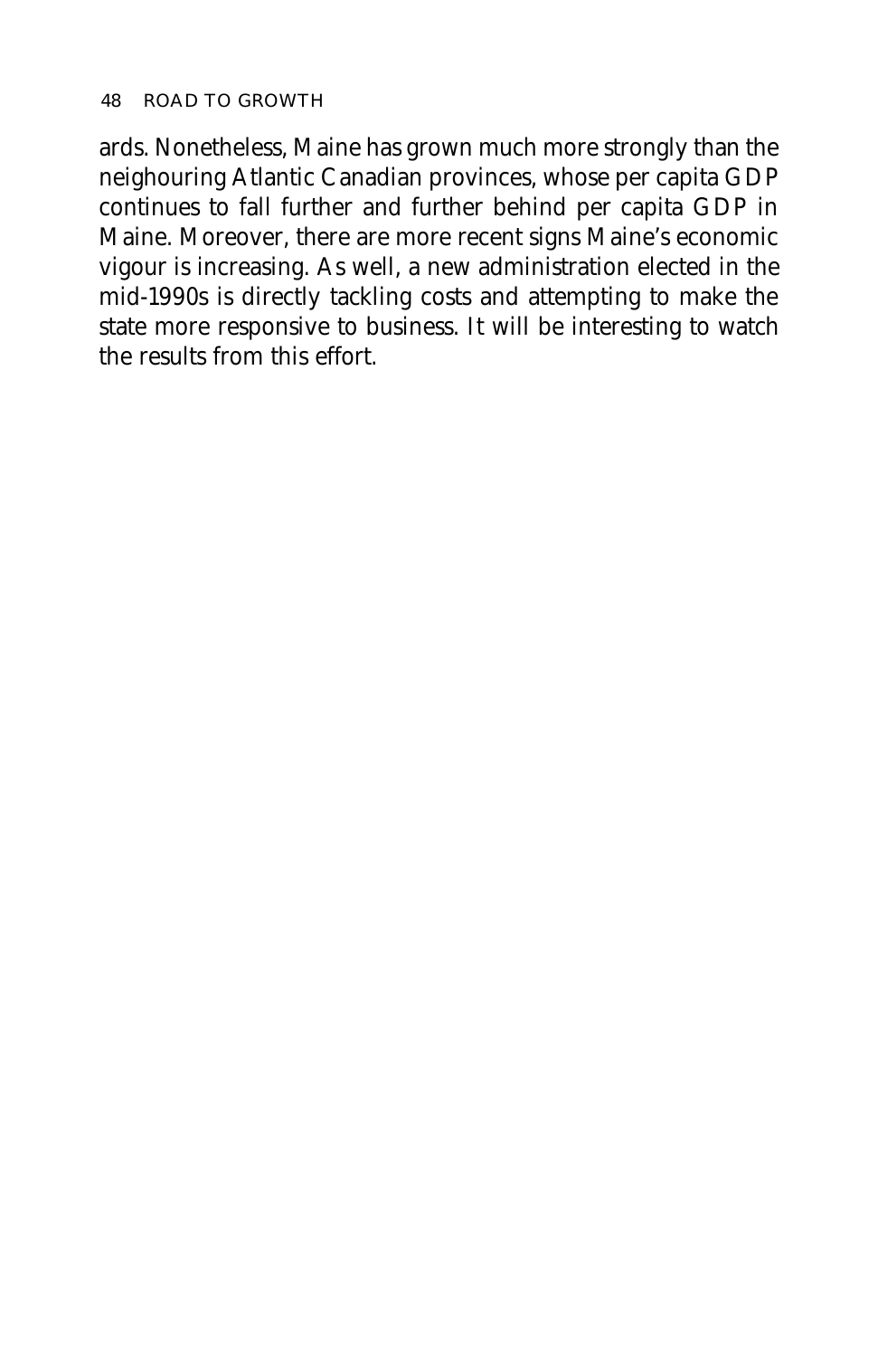ards. Nonetheless, Maine has grown much more strongly than the neighouring Atlantic Canadian provinces, whose per capita GDP continues to fall further and further behind per capita GDP in Maine. Moreover, there are more recent signs Maine's economic vigour is increasing. As well, a new administration elected in the mid-1990s is directly tackling costs and attempting to make the state more responsive to business. It will be interesting to watch the results from this effort.